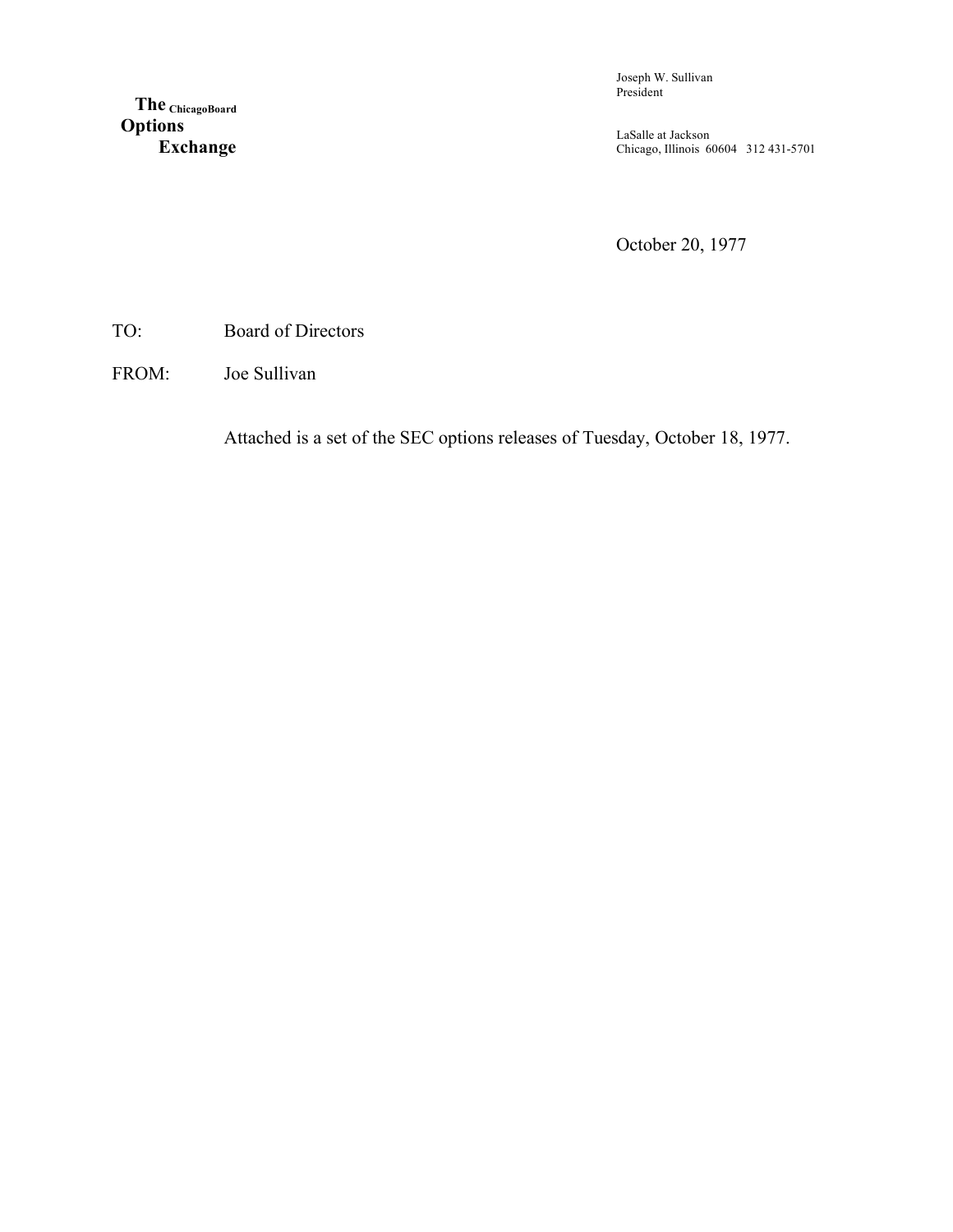**The Chicago Board Options Exchange**

Joseph W. Sullivan
President

LaSalle at Jackson
Chicago, Illinois 60604 312 431-5701

October 20, 1977

TO: Board of Directors

FROM: Joe Sullivan

Attached is a set of the SEC options releases of Tuesday, October 18, 1977.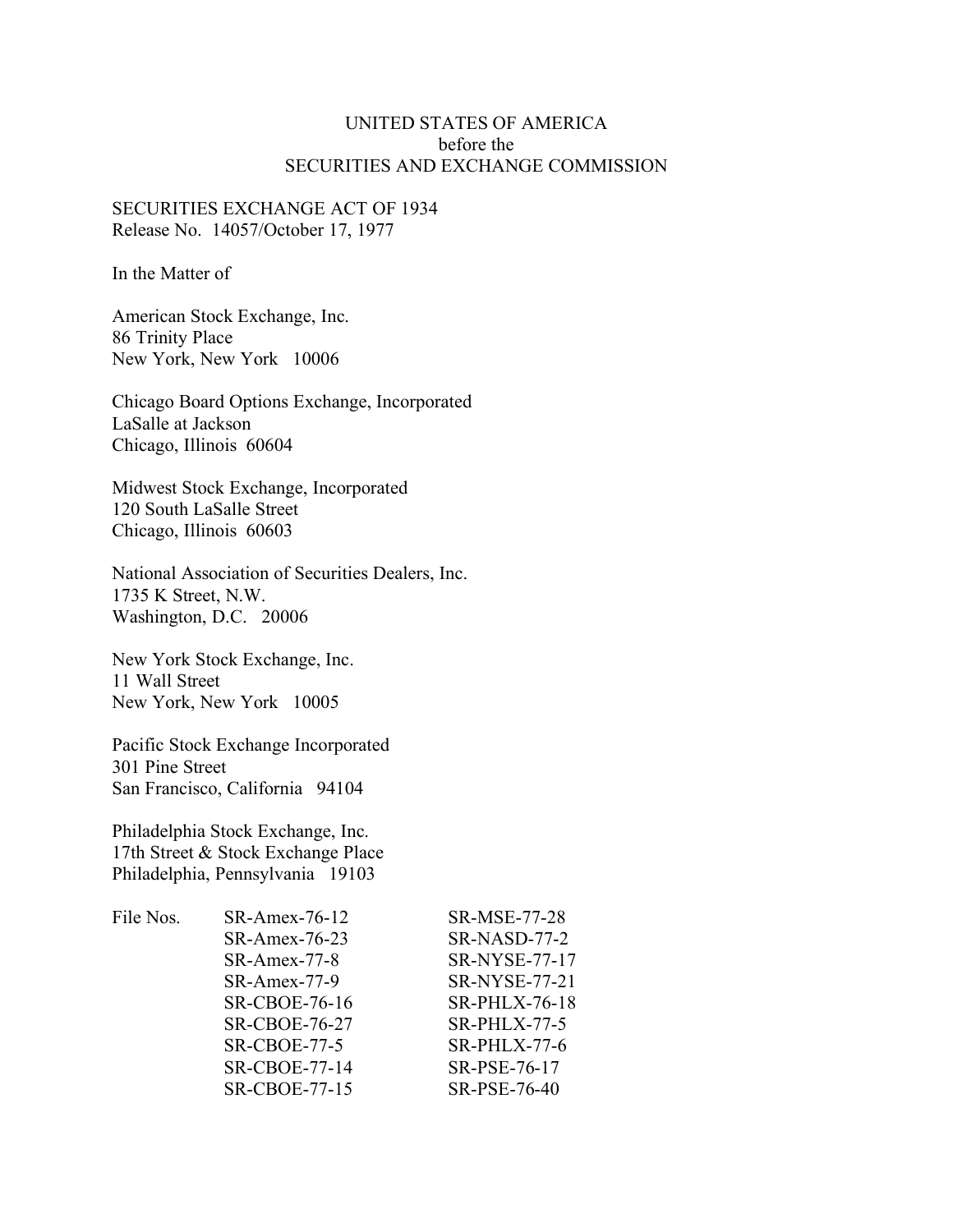UNITED STATES OF AMERICA
before the
SECURITIES AND EXCHANGE COMMISSION

SECURITIES EXCHANGE ACT OF 1934
Release No. 14057/October 17, 1977

In the Matter of

American Stock Exchange, Inc.
86 Trinity Place
New York, New York 10006

Chicago Board Options Exchange, Incorporated
LaSalle at Jackson
Chicago, Illinois 60604

Midwest Stock Exchange, Incorporated
120 South LaSalle Street
Chicago, Illinois 60603

National Association of Securities Dealers, Inc.
1735 K Street, N.W.
Washington, D.C. 20006

New York Stock Exchange, Inc.
11 Wall Street
New York, New York 10005

Pacific Stock Exchange Incorporated
301 Pine Street
San Francisco, California 94104

Philadelphia Stock Exchange, Inc.
17th Street & Stock Exchange Place
Philadelphia, Pennsylvania 19103

| File Nos. | | |
|---|---|---|
| | SR-Amex-76-12 | SR-MSE-77-28 |
| | SR-Amex-76-23 | SR-NASD-77-2 |
| | SR-Amex-77-8 | SR-NYSE-77-17 |
| | SR-Amex-77-9 | SR-NYSE-77-21 |
| | SR-CBOE-76-16 | SR-PHLX-76-18 |
| | SR-CBOE-76-27 | SR-PHLX-77-5 |
| | SR-CBOE-77-5 | SR-PHLX-77-6 |
| | SR-CBOE-77-14 | SR-PSE-76-17 |
| | SR-CBOE-77-15 | SR-PSE-76-40 |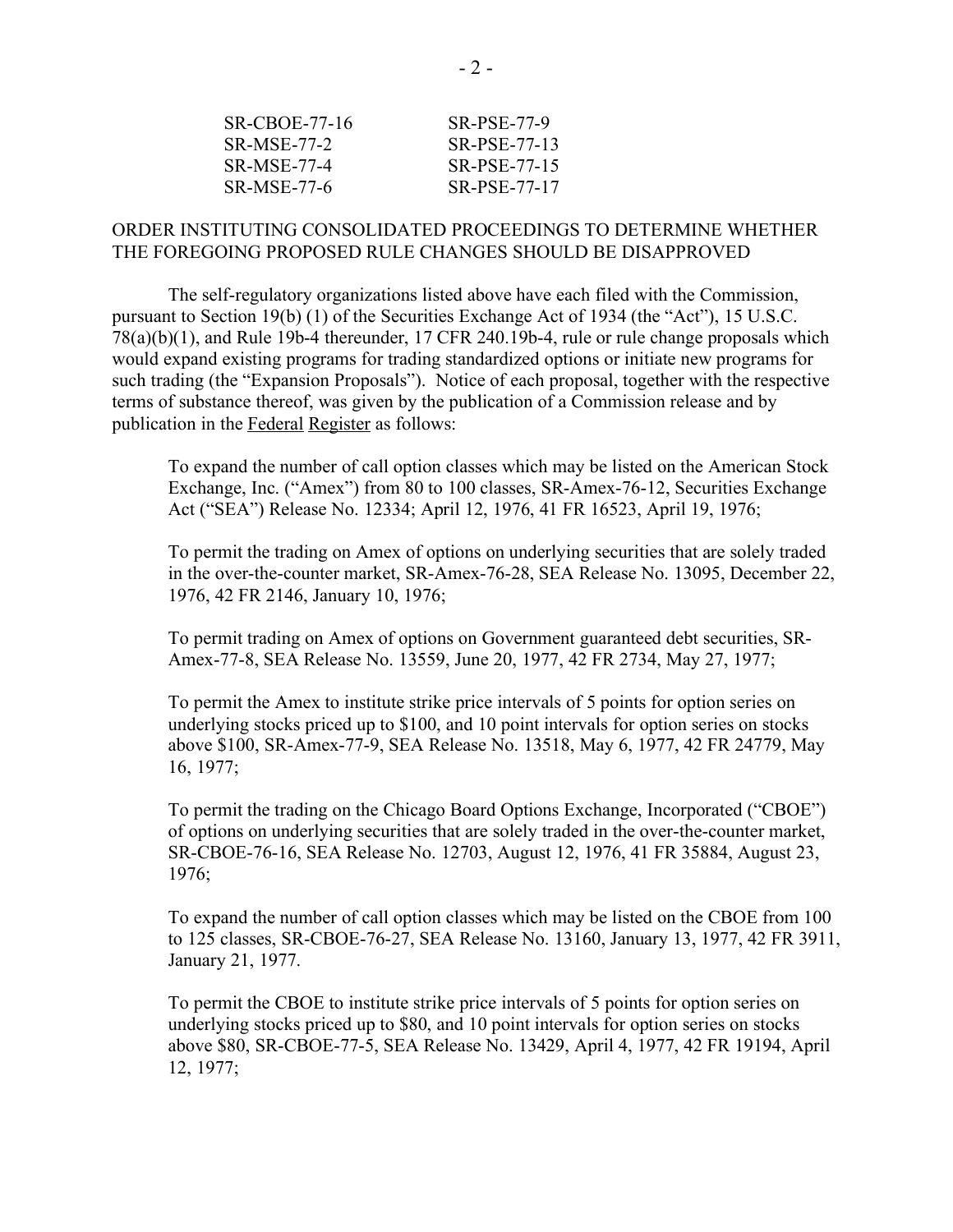| | |
|---|---|
| SR-CBOE-77-16 | SR-PSE-77-9 |
| SR-MSE-77-2 | SR-PSE-77-13 |
| SR-MSE-77-4 | SR-PSE-77-15 |
| SR-MSE-77-6 | SR-PSE-77-17 |

ORDER INSTITUTING CONSOLIDATED PROCEEDINGS TO DETERMINE WHETHER THE FOREGOING PROPOSED RULE CHANGES SHOULD BE DISAPPROVED

The self-regulatory organizations listed above have each filed with the Commission, pursuant to Section 19(b) (1) of the Securities Exchange Act of 1934 (the "Act"), 15 U.S.C. 78(a)(b)(1), and Rule 19b-4 thereunder, 17 CFR 240.19b-4, rule or rule change proposals which would expand existing programs for trading standardized options or initiate new programs for such trading (the "Expansion Proposals"). Notice of each proposal, together with the respective terms of substance thereof, was given by the publication of a Commission release and by publication in the Federal Register as follows:

To expand the number of call option classes which may be listed on the American Stock Exchange, Inc. ("Amex") from 80 to 100 classes, SR-Amex-76-12, Securities Exchange Act ("SEA") Release No. 12334; April 12, 1976, 41 FR 16523, April 19, 1976;

To permit the trading on Amex of options on underlying securities that are solely traded in the over-the-counter market, SR-Amex-76-28, SEA Release No. 13095, December 22, 1976, 42 FR 2146, January 10, 1976;

To permit trading on Amex of options on Government guaranteed debt securities, SR-Amex-77-8, SEA Release No. 13559, June 20, 1977, 42 FR 2734, May 27, 1977;

To permit the Amex to institute strike price intervals of 5 points for option series on underlying stocks priced up to $100, and 10 point intervals for option series on stocks above $100, SR-Amex-77-9, SEA Release No. 13518, May 6, 1977, 42 FR 24779, May 16, 1977;

To permit the trading on the Chicago Board Options Exchange, Incorporated ("CBOE") of options on underlying securities that are solely traded in the over-the-counter market, SR-CBOE-76-16, SEA Release No. 12703, August 12, 1976, 41 FR 35884, August 23, 1976;

To expand the number of call option classes which may be listed on the CBOE from 100 to 125 classes, SR-CBOE-76-27, SEA Release No. 13160, January 13, 1977, 42 FR 3911, January 21, 1977.

To permit the CBOE to institute strike price intervals of 5 points for option series on underlying stocks priced up to $80, and 10 point intervals for option series on stocks above $80, SR-CBOE-77-5, SEA Release No. 13429, April 4, 1977, 42 FR 19194, April 12, 1977;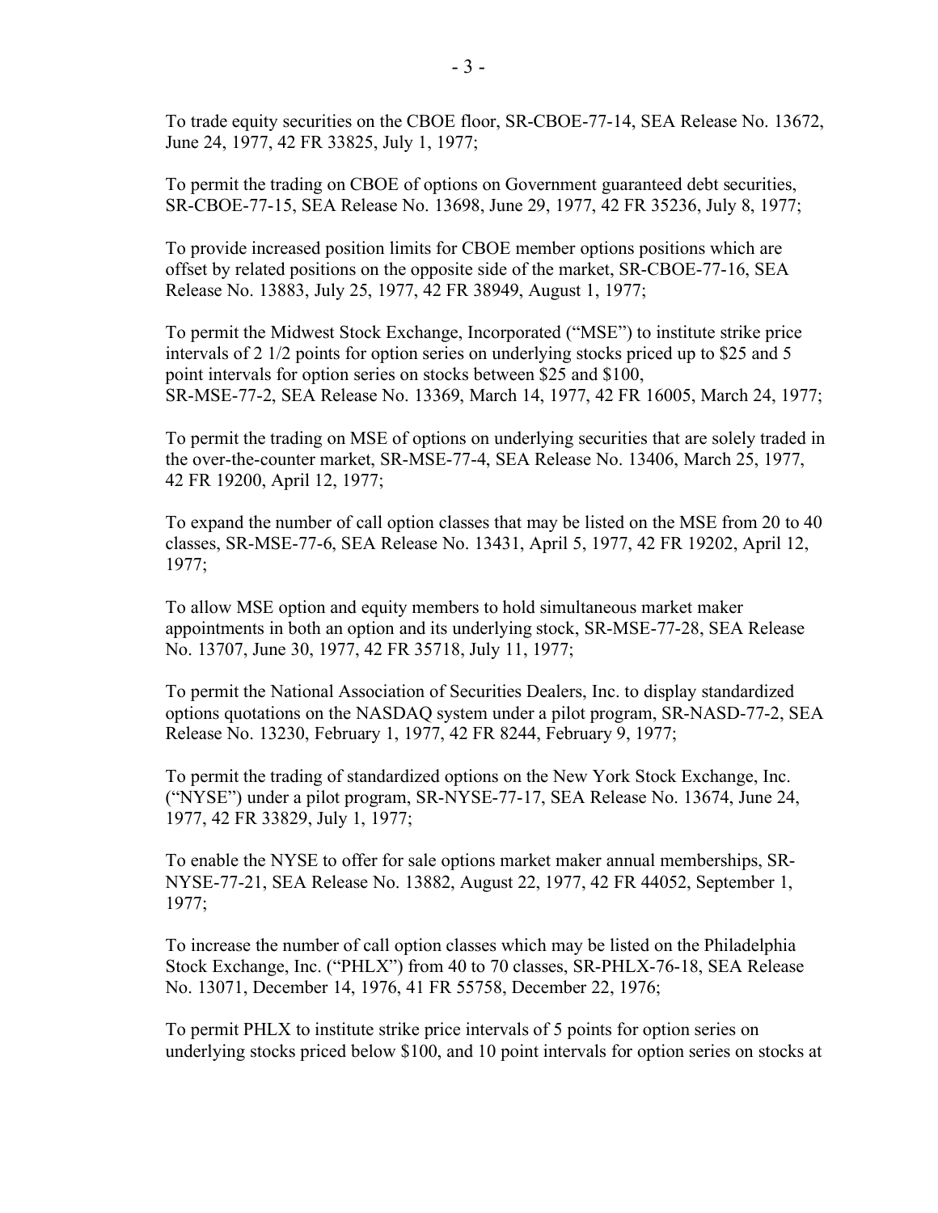To trade equity securities on the CBOE floor, SR-CBOE-77-14, SEA Release No. 13672, June 24, 1977, 42 FR 33825, July 1, 1977;

To permit the trading on CBOE of options on Government guaranteed debt securities, SR-CBOE-77-15, SEA Release No. 13698, June 29, 1977, 42 FR 35236, July 8, 1977;

To provide increased position limits for CBOE member options positions which are offset by related positions on the opposite side of the market, SR-CBOE-77-16, SEA Release No. 13883, July 25, 1977, 42 FR 38949, August 1, 1977;

To permit the Midwest Stock Exchange, Incorporated ("MSE") to institute strike price intervals of 2 1/2 points for option series on underlying stocks priced up to $25 and 5 point intervals for option series on stocks between $25 and $100, SR-MSE-77-2, SEA Release No. 13369, March 14, 1977, 42 FR 16005, March 24, 1977;

To permit the trading on MSE of options on underlying securities that are solely traded in the over-the-counter market, SR-MSE-77-4, SEA Release No. 13406, March 25, 1977, 42 FR 19200, April 12, 1977;

To expand the number of call option classes that may be listed on the MSE from 20 to 40 classes, SR-MSE-77-6, SEA Release No. 13431, April 5, 1977, 42 FR 19202, April 12, 1977;

To allow MSE option and equity members to hold simultaneous market maker appointments in both an option and its underlying stock, SR-MSE-77-28, SEA Release No. 13707, June 30, 1977, 42 FR 35718, July 11, 1977;

To permit the National Association of Securities Dealers, Inc. to display standardized options quotations on the NASDAQ system under a pilot program, SR-NASD-77-2, SEA Release No. 13230, February 1, 1977, 42 FR 8244, February 9, 1977;

To permit the trading of standardized options on the New York Stock Exchange, Inc. ("NYSE") under a pilot program, SR-NYSE-77-17, SEA Release No. 13674, June 24, 1977, 42 FR 33829, July 1, 1977;

To enable the NYSE to offer for sale options market maker annual memberships, SR-NYSE-77-21, SEA Release No. 13882, August 22, 1977, 42 FR 44052, September 1, 1977;

To increase the number of call option classes which may be listed on the Philadelphia Stock Exchange, Inc. ("PHLX") from 40 to 70 classes, SR-PHLX-76-18, SEA Release No. 13071, December 14, 1976, 41 FR 55758, December 22, 1976;

To permit PHLX to institute strike price intervals of 5 points for option series on underlying stocks priced below $100, and 10 point intervals for option series on stocks at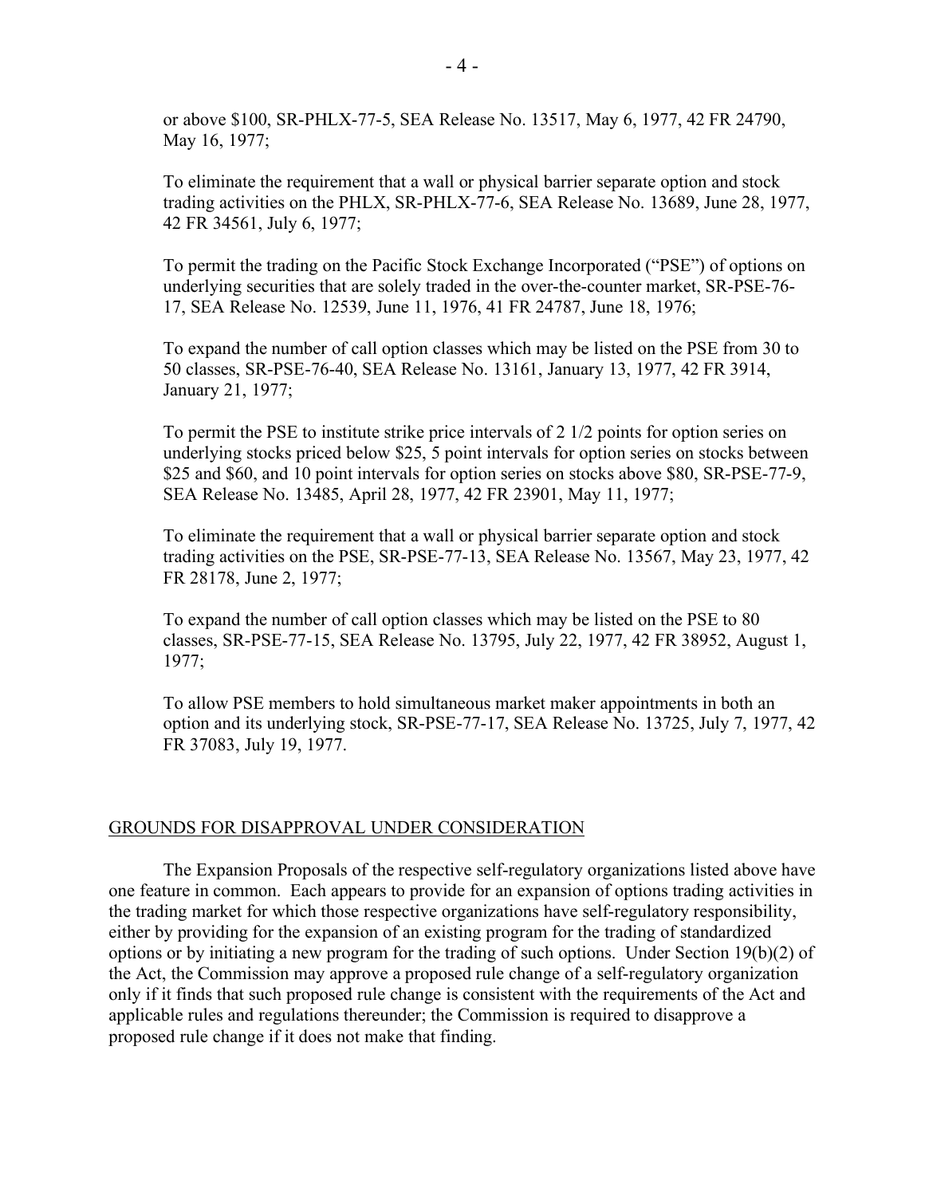or above $100, SR-PHLX-77-5, SEA Release No. 13517, May 6, 1977, 42 FR 24790, May 16, 1977;

To eliminate the requirement that a wall or physical barrier separate option and stock trading activities on the PHLX, SR-PHLX-77-6, SEA Release No. 13689, June 28, 1977, 42 FR 34561, July 6, 1977;

To permit the trading on the Pacific Stock Exchange Incorporated ("PSE") of options on underlying securities that are solely traded in the over-the-counter market, SR-PSE-76-17, SEA Release No. 12539, June 11, 1976, 41 FR 24787, June 18, 1976;

To expand the number of call option classes which may be listed on the PSE from 30 to 50 classes, SR-PSE-76-40, SEA Release No. 13161, January 13, 1977, 42 FR 3914, January 21, 1977;

To permit the PSE to institute strike price intervals of 2 1/2 points for option series on underlying stocks priced below $25, 5 point intervals for option series on stocks between $25 and $60, and 10 point intervals for option series on stocks above $80, SR-PSE-77-9, SEA Release No. 13485, April 28, 1977, 42 FR 23901, May 11, 1977;

To eliminate the requirement that a wall or physical barrier separate option and stock trading activities on the PSE, SR-PSE-77-13, SEA Release No. 13567, May 23, 1977, 42 FR 28178, June 2, 1977;

To expand the number of call option classes which may be listed on the PSE to 80 classes, SR-PSE-77-15, SEA Release No. 13795, July 22, 1977, 42 FR 38952, August 1, 1977;

To allow PSE members to hold simultaneous market maker appointments in both an option and its underlying stock, SR-PSE-77-17, SEA Release No. 13725, July 7, 1977, 42 FR 37083, July 19, 1977.

## GROUNDS FOR DISAPPROVAL UNDER CONSIDERATION

The Expansion Proposals of the respective self-regulatory organizations listed above have one feature in common. Each appears to provide for an expansion of options trading activities in the trading market for which those respective organizations have self-regulatory responsibility, either by providing for the expansion of an existing program for the trading of standardized options or by initiating a new program for the trading of such options. Under Section 19(b)(2) of the Act, the Commission may approve a proposed rule change of a self-regulatory organization only if it finds that such proposed rule change is consistent with the requirements of the Act and applicable rules and regulations thereunder; the Commission is required to disapprove a proposed rule change if it does not make that finding.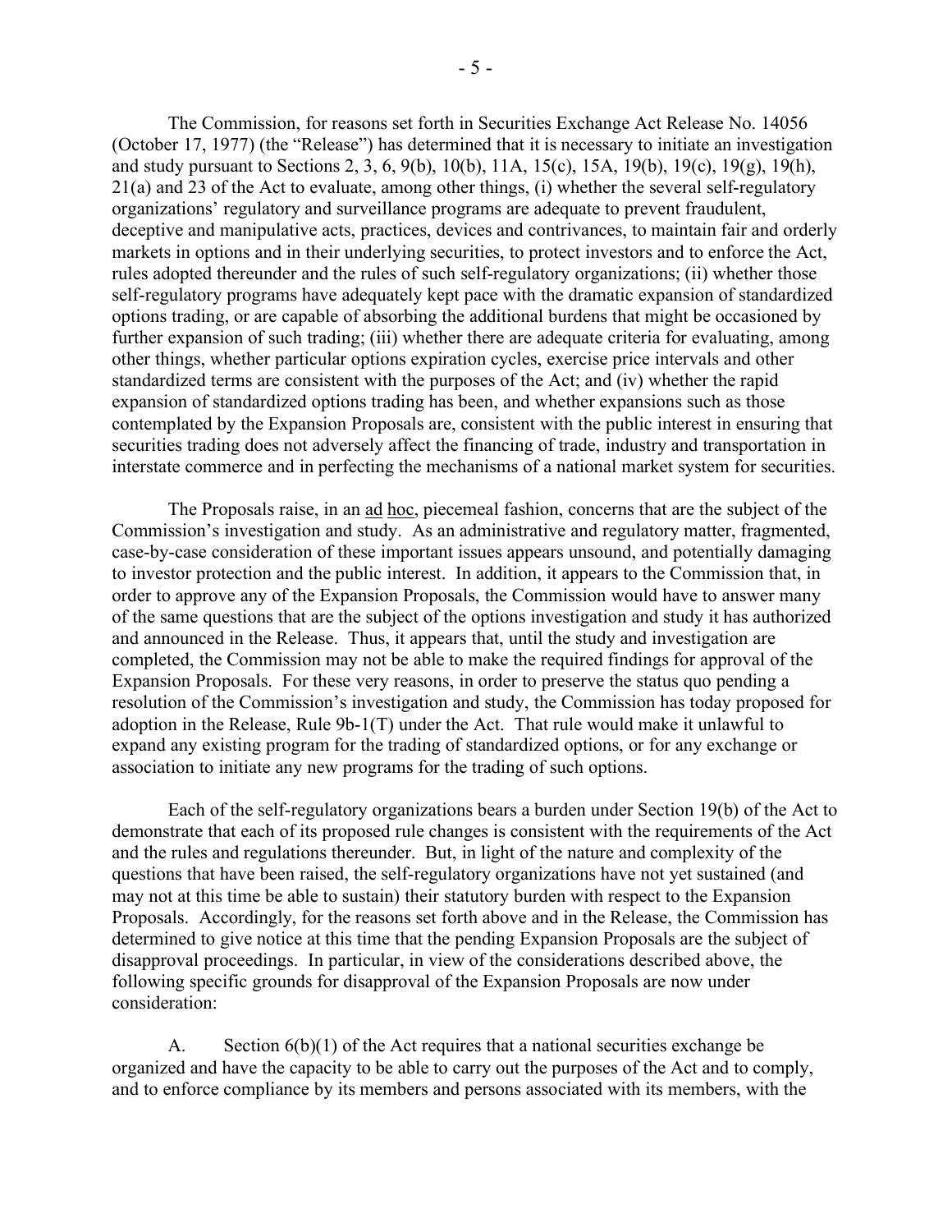The Commission, for reasons set forth in Securities Exchange Act Release No. 14056 (October 17, 1977) (the "Release") has determined that it is necessary to initiate an investigation and study pursuant to Sections 2, 3, 6, 9(b), 10(b), 11A, 15(c), 15A, 19(b), 19(c), 19(g), 19(h), 21(a) and 23 of the Act to evaluate, among other things, (i) whether the several self-regulatory organizations' regulatory and surveillance programs are adequate to prevent fraudulent, deceptive and manipulative acts, practices, devices and contrivances, to maintain fair and orderly markets in options and in their underlying securities, to protect investors and to enforce the Act, rules adopted thereunder and the rules of such self-regulatory organizations; (ii) whether those self-regulatory programs have adequately kept pace with the dramatic expansion of standardized options trading, or are capable of absorbing the additional burdens that might be occasioned by further expansion of such trading; (iii) whether there are adequate criteria for evaluating, among other things, whether particular options expiration cycles, exercise price intervals and other standardized terms are consistent with the purposes of the Act; and (iv) whether the rapid expansion of standardized options trading has been, and whether expansions such as those contemplated by the Expansion Proposals are, consistent with the public interest in ensuring that securities trading does not adversely affect the financing of trade, industry and transportation in interstate commerce and in perfecting the mechanisms of a national market system for securities.

The Proposals raise, in an ad hoc, piecemeal fashion, concerns that are the subject of the Commission's investigation and study. As an administrative and regulatory matter, fragmented, case-by-case consideration of these important issues appears unsound, and potentially damaging to investor protection and the public interest. In addition, it appears to the Commission that, in order to approve any of the Expansion Proposals, the Commission would have to answer many of the same questions that are the subject of the options investigation and study it has authorized and announced in the Release. Thus, it appears that, until the study and investigation are completed, the Commission may not be able to make the required findings for approval of the Expansion Proposals. For these very reasons, in order to preserve the status quo pending a resolution of the Commission's investigation and study, the Commission has today proposed for adoption in the Release, Rule 9b-1(T) under the Act. That rule would make it unlawful to expand any existing program for the trading of standardized options, or for any exchange or association to initiate any new programs for the trading of such options.

Each of the self-regulatory organizations bears a burden under Section 19(b) of the Act to demonstrate that each of its proposed rule changes is consistent with the requirements of the Act and the rules and regulations thereunder. But, in light of the nature and complexity of the questions that have been raised, the self-regulatory organizations have not yet sustained (and may not at this time be able to sustain) their statutory burden with respect to the Expansion Proposals. Accordingly, for the reasons set forth above and in the Release, the Commission has determined to give notice at this time that the pending Expansion Proposals are the subject of disapproval proceedings. In particular, in view of the considerations described above, the following specific grounds for disapproval of the Expansion Proposals are now under consideration:

A. Section 6(b)(1) of the Act requires that a national securities exchange be organized and have the capacity to be able to carry out the purposes of the Act and to comply, and to enforce compliance by its members and persons associated with its members, with the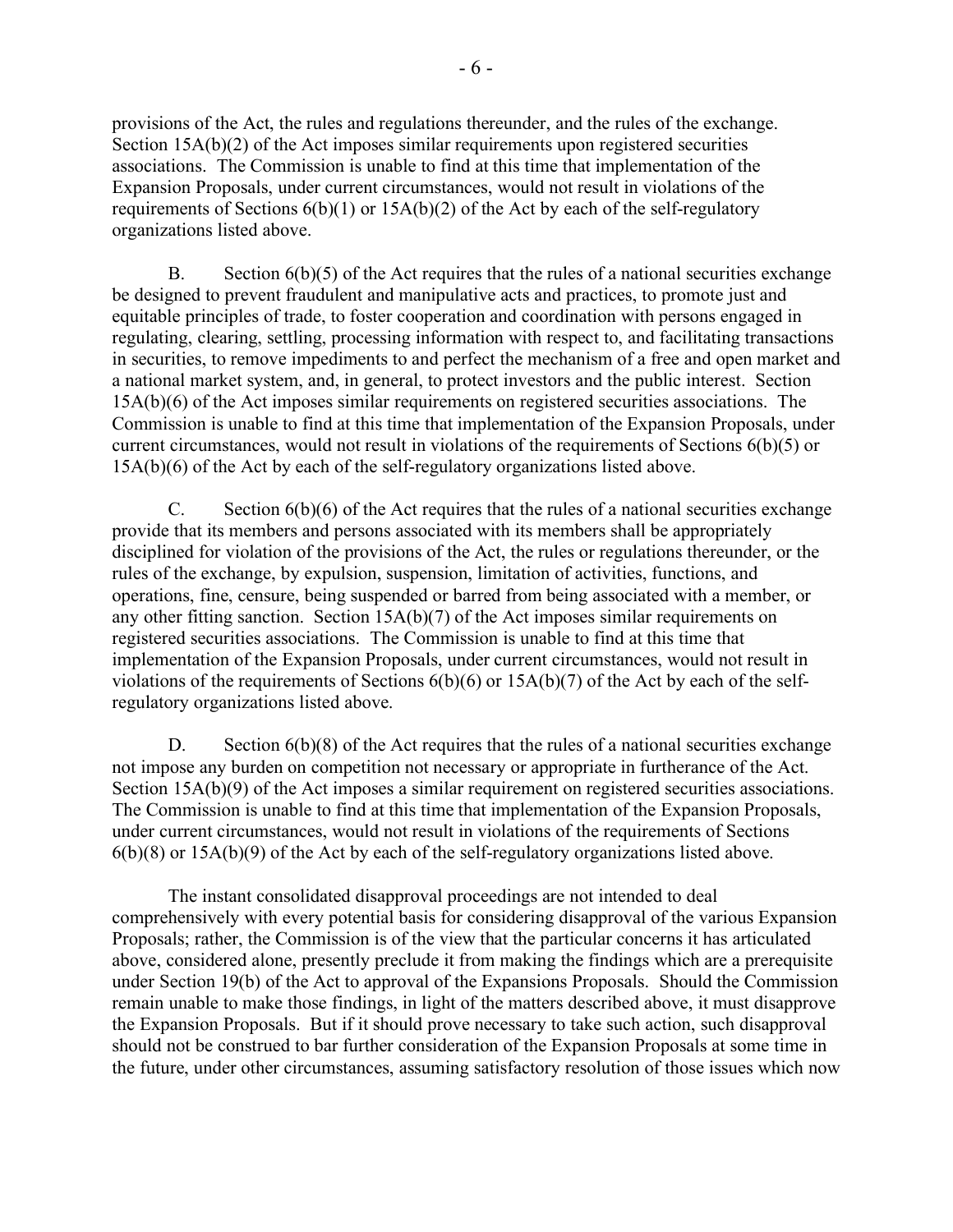provisions of the Act, the rules and regulations thereunder, and the rules of the exchange. Section 15A(b)(2) of the Act imposes similar requirements upon registered securities associations. The Commission is unable to find at this time that implementation of the Expansion Proposals, under current circumstances, would not result in violations of the requirements of Sections 6(b)(1) or 15A(b)(2) of the Act by each of the self-regulatory organizations listed above.

B. Section 6(b)(5) of the Act requires that the rules of a national securities exchange be designed to prevent fraudulent and manipulative acts and practices, to promote just and equitable principles of trade, to foster cooperation and coordination with persons engaged in regulating, clearing, settling, processing information with respect to, and facilitating transactions in securities, to remove impediments to and perfect the mechanism of a free and open market and a national market system, and, in general, to protect investors and the public interest. Section 15A(b)(6) of the Act imposes similar requirements on registered securities associations. The Commission is unable to find at this time that implementation of the Expansion Proposals, under current circumstances, would not result in violations of the requirements of Sections 6(b)(5) or 15A(b)(6) of the Act by each of the self-regulatory organizations listed above.

C. Section 6(b)(6) of the Act requires that the rules of a national securities exchange provide that its members and persons associated with its members shall be appropriately disciplined for violation of the provisions of the Act, the rules or regulations thereunder, or the rules of the exchange, by expulsion, suspension, limitation of activities, functions, and operations, fine, censure, being suspended or barred from being associated with a member, or any other fitting sanction. Section 15A(b)(7) of the Act imposes similar requirements on registered securities associations. The Commission is unable to find at this time that implementation of the Expansion Proposals, under current circumstances, would not result in violations of the requirements of Sections 6(b)(6) or 15A(b)(7) of the Act by each of the self-regulatory organizations listed above.

D. Section 6(b)(8) of the Act requires that the rules of a national securities exchange not impose any burden on competition not necessary or appropriate in furtherance of the Act. Section 15A(b)(9) of the Act imposes a similar requirement on registered securities associations. The Commission is unable to find at this time that implementation of the Expansion Proposals, under current circumstances, would not result in violations of the requirements of Sections 6(b)(8) or 15A(b)(9) of the Act by each of the self-regulatory organizations listed above.

The instant consolidated disapproval proceedings are not intended to deal comprehensively with every potential basis for considering disapproval of the various Expansion Proposals; rather, the Commission is of the view that the particular concerns it has articulated above, considered alone, presently preclude it from making the findings which are a prerequisite under Section 19(b) of the Act to approval of the Expansions Proposals. Should the Commission remain unable to make those findings, in light of the matters described above, it must disapprove the Expansion Proposals. But if it should prove necessary to take such action, such disapproval should not be construed to bar further consideration of the Expansion Proposals at some time in the future, under other circumstances, assuming satisfactory resolution of those issues which now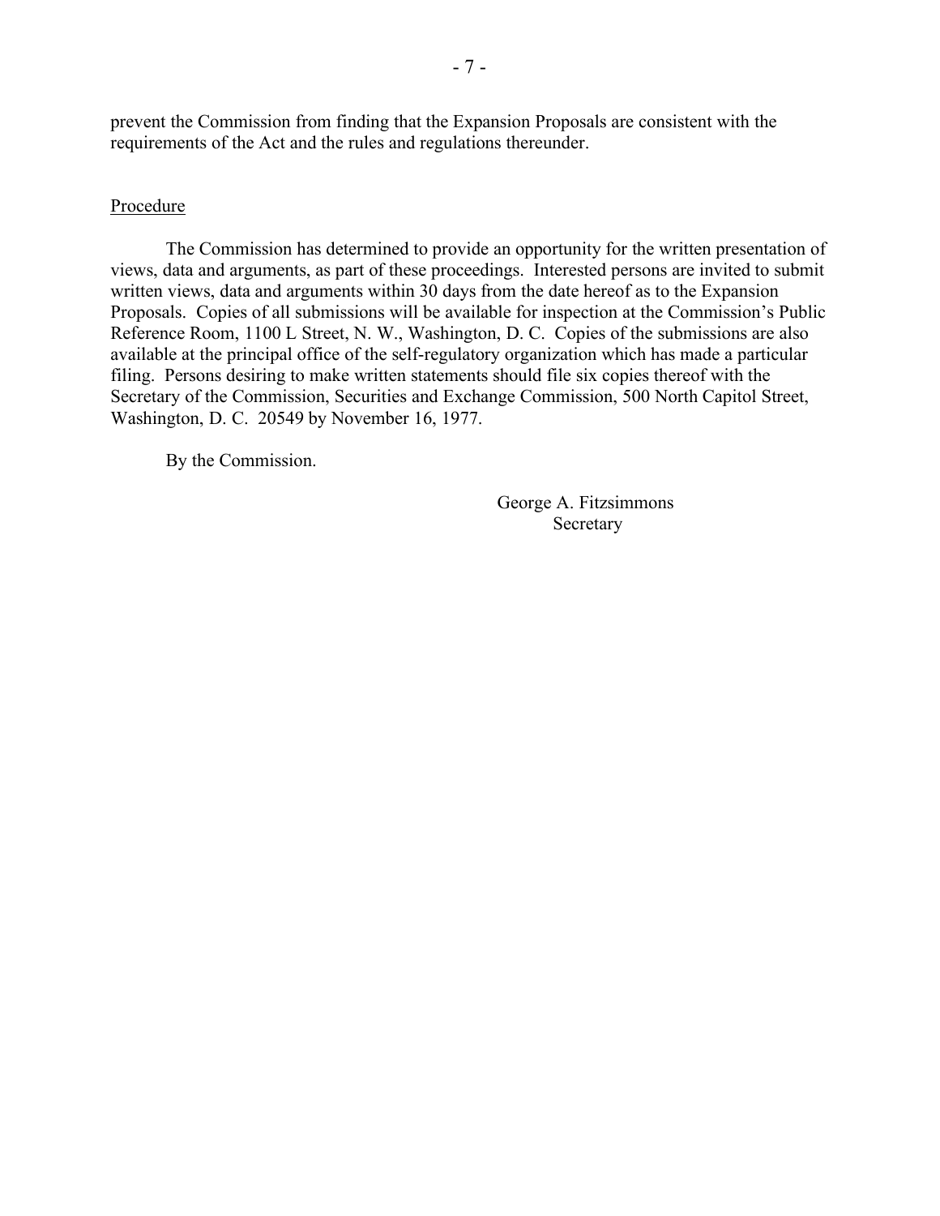prevent the Commission from finding that the Expansion Proposals are consistent with the requirements of the Act and the rules and regulations thereunder.

Procedure

The Commission has determined to provide an opportunity for the written presentation of views, data and arguments, as part of these proceedings. Interested persons are invited to submit written views, data and arguments within 30 days from the date hereof as to the Expansion Proposals. Copies of all submissions will be available for inspection at the Commission's Public Reference Room, 1100 L Street, N. W., Washington, D. C. Copies of the submissions are also available at the principal office of the self-regulatory organization which has made a particular filing. Persons desiring to make written statements should file six copies thereof with the Secretary of the Commission, Securities and Exchange Commission, 500 North Capitol Street, Washington, D. C. 20549 by November 16, 1977.

By the Commission.

George A. Fitzsimmons
Secretary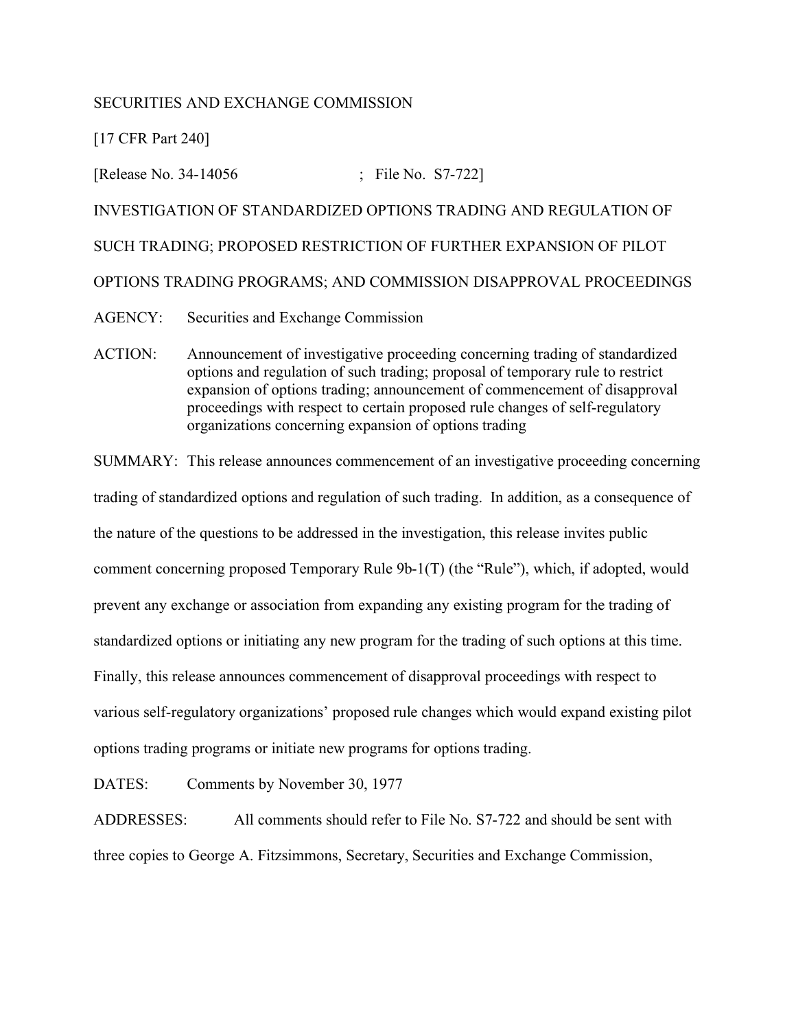SECURITIES AND EXCHANGE COMMISSION

[17 CFR Part 240]

[Release No. 34-14056 ; File No. S7-722]

INVESTIGATION OF STANDARDIZED OPTIONS TRADING AND REGULATION OF SUCH TRADING; PROPOSED RESTRICTION OF FURTHER EXPANSION OF PILOT OPTIONS TRADING PROGRAMS; AND COMMISSION DISAPPROVAL PROCEEDINGS

AGENCY: Securities and Exchange Commission

ACTION: Announcement of investigative proceeding concerning trading of standardized options and regulation of such trading; proposal of temporary rule to restrict expansion of options trading; announcement of commencement of disapproval proceedings with respect to certain proposed rule changes of self-regulatory organizations concerning expansion of options trading

SUMMARY: This release announces commencement of an investigative proceeding concerning trading of standardized options and regulation of such trading. In addition, as a consequence of the nature of the questions to be addressed in the investigation, this release invites public comment concerning proposed Temporary Rule 9b-1(T) (the "Rule"), which, if adopted, would prevent any exchange or association from expanding any existing program for the trading of standardized options or initiating any new program for the trading of such options at this time. Finally, this release announces commencement of disapproval proceedings with respect to various self-regulatory organizations' proposed rule changes which would expand existing pilot options trading programs or initiate new programs for options trading.

DATES: Comments by November 30, 1977

ADDRESSES: All comments should refer to File No. S7-722 and should be sent with three copies to George A. Fitzsimmons, Secretary, Securities and Exchange Commission,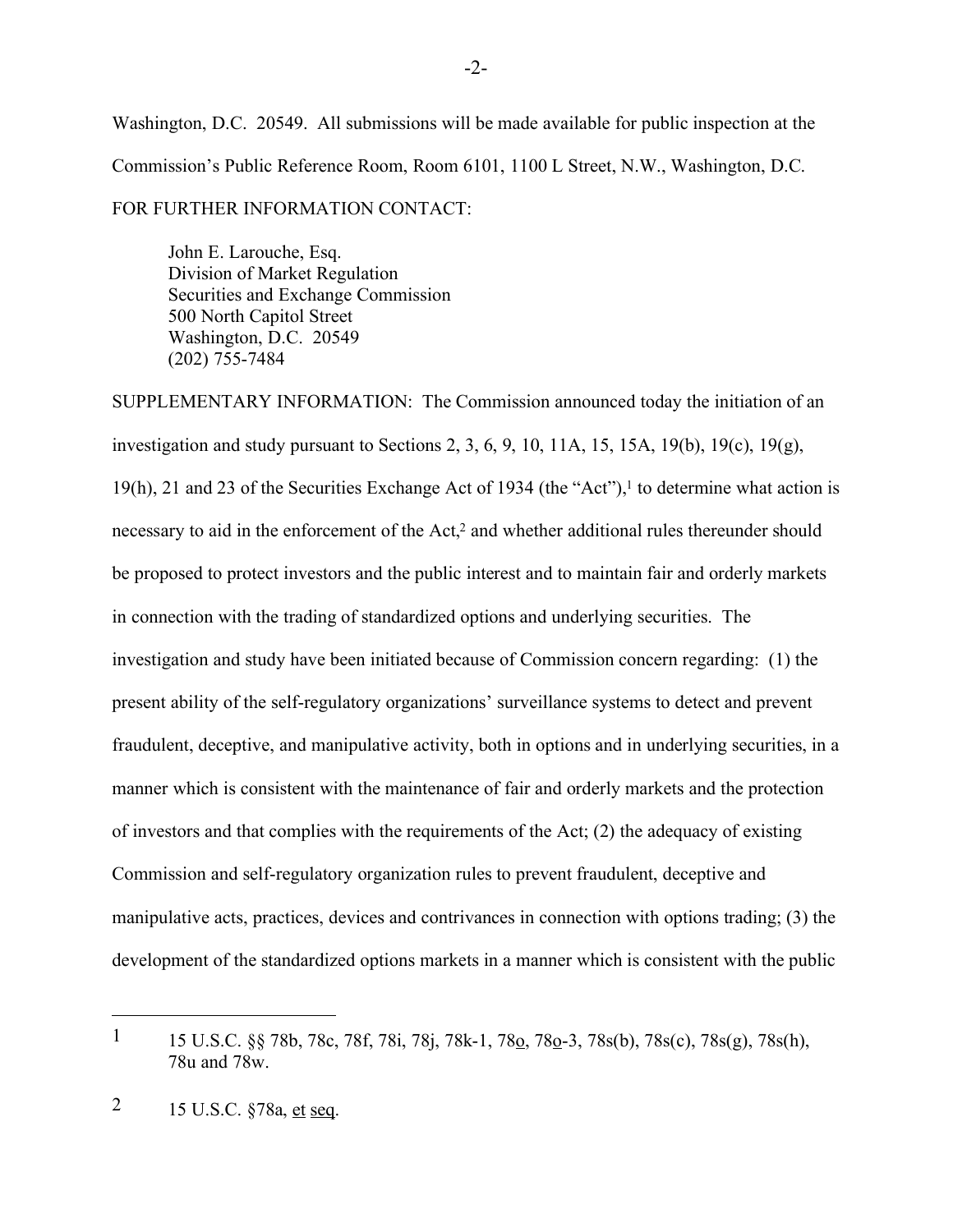Washington, D.C. 20549. All submissions will be made available for public inspection at the Commission's Public Reference Room, Room 6101, 1100 L Street, N.W., Washington, D.C.

FOR FURTHER INFORMATION CONTACT:

John E. Larouche, Esq.
Division of Market Regulation
Securities and Exchange Commission
500 North Capitol Street
Washington, D.C. 20549
(202) 755-7484

SUPPLEMENTARY INFORMATION: The Commission announced today the initiation of an investigation and study pursuant to Sections 2, 3, 6, 9, 10, 11A, 15, 15A, 19(b), 19(c), 19(g), 19(h), 21 and 23 of the Securities Exchange Act of 1934 (the "Act"),[1] to determine what action is necessary to aid in the enforcement of the Act,[2] and whether additional rules thereunder should be proposed to protect investors and the public interest and to maintain fair and orderly markets in connection with the trading of standardized options and underlying securities. The investigation and study have been initiated because of Commission concern regarding: (1) the present ability of the self-regulatory organizations' surveillance systems to detect and prevent fraudulent, deceptive, and manipulative activity, both in options and in underlying securities, in a manner which is consistent with the maintenance of fair and orderly markets and the protection of investors and that complies with the requirements of the Act; (2) the adequacy of existing Commission and self-regulatory organization rules to prevent fraudulent, deceptive and manipulative acts, practices, devices and contrivances in connection with options trading; (3) the development of the standardized options markets in a manner which is consistent with the public

---

1 15 U.S.C. §§ 78b, 78c, 78f, 78i, 78j, 78k-1, 78o, 78o-3, 78s(b), 78s(c), 78s(g), 78s(h), 78u and 78w.

2 15 U.S.C. §78a, et seq.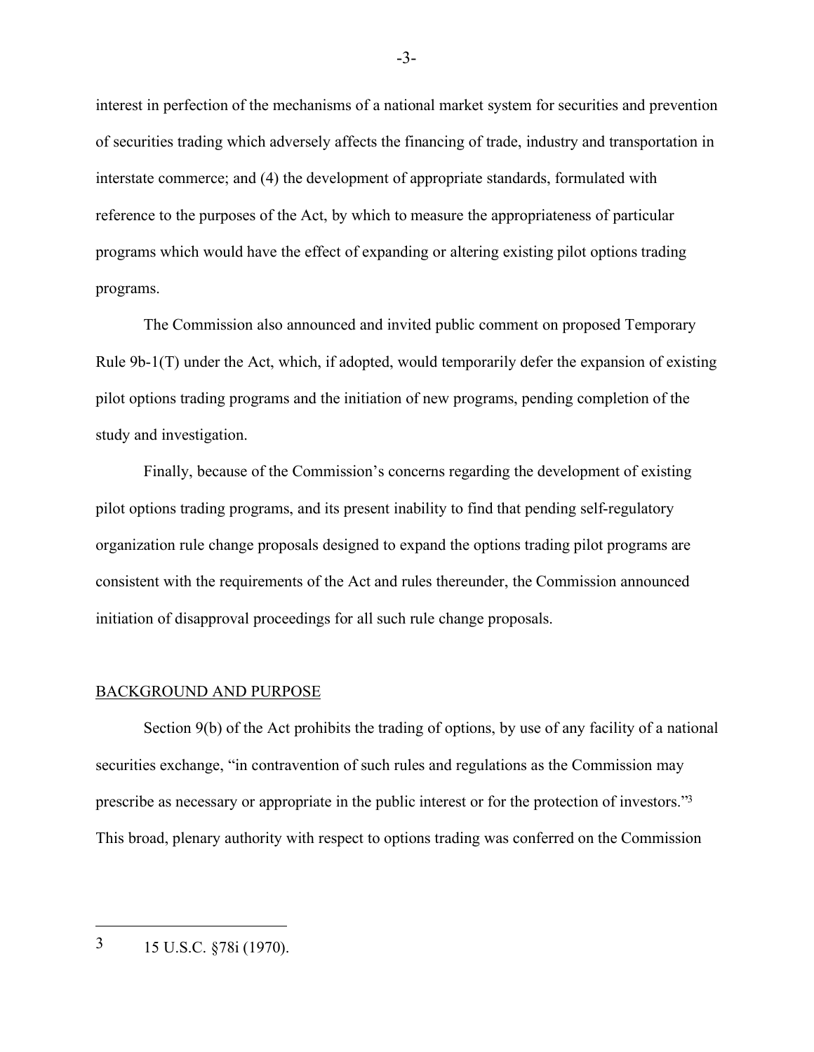interest in perfection of the mechanisms of a national market system for securities and prevention of securities trading which adversely affects the financing of trade, industry and transportation in interstate commerce; and (4) the development of appropriate standards, formulated with reference to the purposes of the Act, by which to measure the appropriateness of particular programs which would have the effect of expanding or altering existing pilot options trading programs.

The Commission also announced and invited public comment on proposed Temporary Rule 9b-1(T) under the Act, which, if adopted, would temporarily defer the expansion of existing pilot options trading programs and the initiation of new programs, pending completion of the study and investigation.

Finally, because of the Commission's concerns regarding the development of existing pilot options trading programs, and its present inability to find that pending self-regulatory organization rule change proposals designed to expand the options trading pilot programs are consistent with the requirements of the Act and rules thereunder, the Commission announced initiation of disapproval proceedings for all such rule change proposals.

## BACKGROUND AND PURPOSE

Section 9(b) of the Act prohibits the trading of options, by use of any facility of a national securities exchange, "in contravention of such rules and regulations as the Commission may prescribe as necessary or appropriate in the public interest or for the protection of investors."[3] This broad, plenary authority with respect to options trading was conferred on the Commission

---

[3] 15 U.S.C. §78i (1970).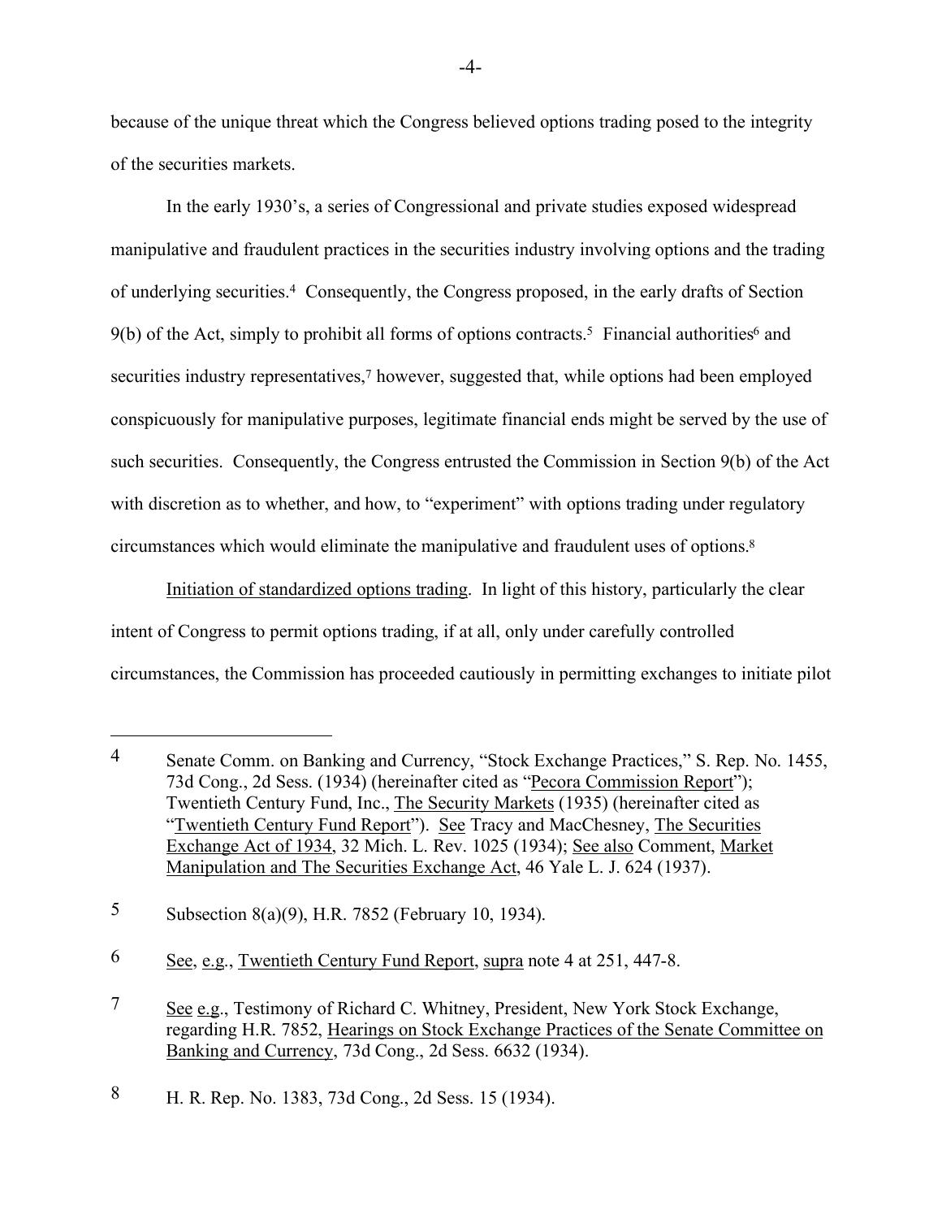because of the unique threat which the Congress believed options trading posed to the integrity of the securities markets.

In the early 1930's, a series of Congressional and private studies exposed widespread manipulative and fraudulent practices in the securities industry involving options and the trading of underlying securities.[4] Consequently, the Congress proposed, in the early drafts of Section 9(b) of the Act, simply to prohibit all forms of options contracts.[5] Financial authorities[6] and securities industry representatives,[7] however, suggested that, while options had been employed conspicuously for manipulative purposes, legitimate financial ends might be served by the use of such securities. Consequently, the Congress entrusted the Commission in Section 9(b) of the Act with discretion as to whether, and how, to "experiment" with options trading under regulatory circumstances which would eliminate the manipulative and fraudulent uses of options.[8]

Initiation of standardized options trading. In light of this history, particularly the clear intent of Congress to permit options trading, if at all, only under carefully controlled circumstances, the Commission has proceeded cautiously in permitting exchanges to initiate pilot

---

4 Senate Comm. on Banking and Currency, "Stock Exchange Practices," S. Rep. No. 1455, 73d Cong., 2d Sess. (1934) (hereinafter cited as "Pecora Commission Report"); Twentieth Century Fund, Inc., The Security Markets (1935) (hereinafter cited as "Twentieth Century Fund Report"). See Tracy and MacChesney, The Securities Exchange Act of 1934, 32 Mich. L. Rev. 1025 (1934); See also Comment, Market Manipulation and The Securities Exchange Act, 46 Yale L. J. 624 (1937).

5 Subsection 8(a)(9), H.R. 7852 (February 10, 1934).

6 See, e.g., Twentieth Century Fund Report, supra note 4 at 251, 447-8.

7 See e.g., Testimony of Richard C. Whitney, President, New York Stock Exchange, regarding H.R. 7852, Hearings on Stock Exchange Practices of the Senate Committee on Banking and Currency, 73d Cong., 2d Sess. 6632 (1934).

8 H. R. Rep. No. 1383, 73d Cong., 2d Sess. 15 (1934).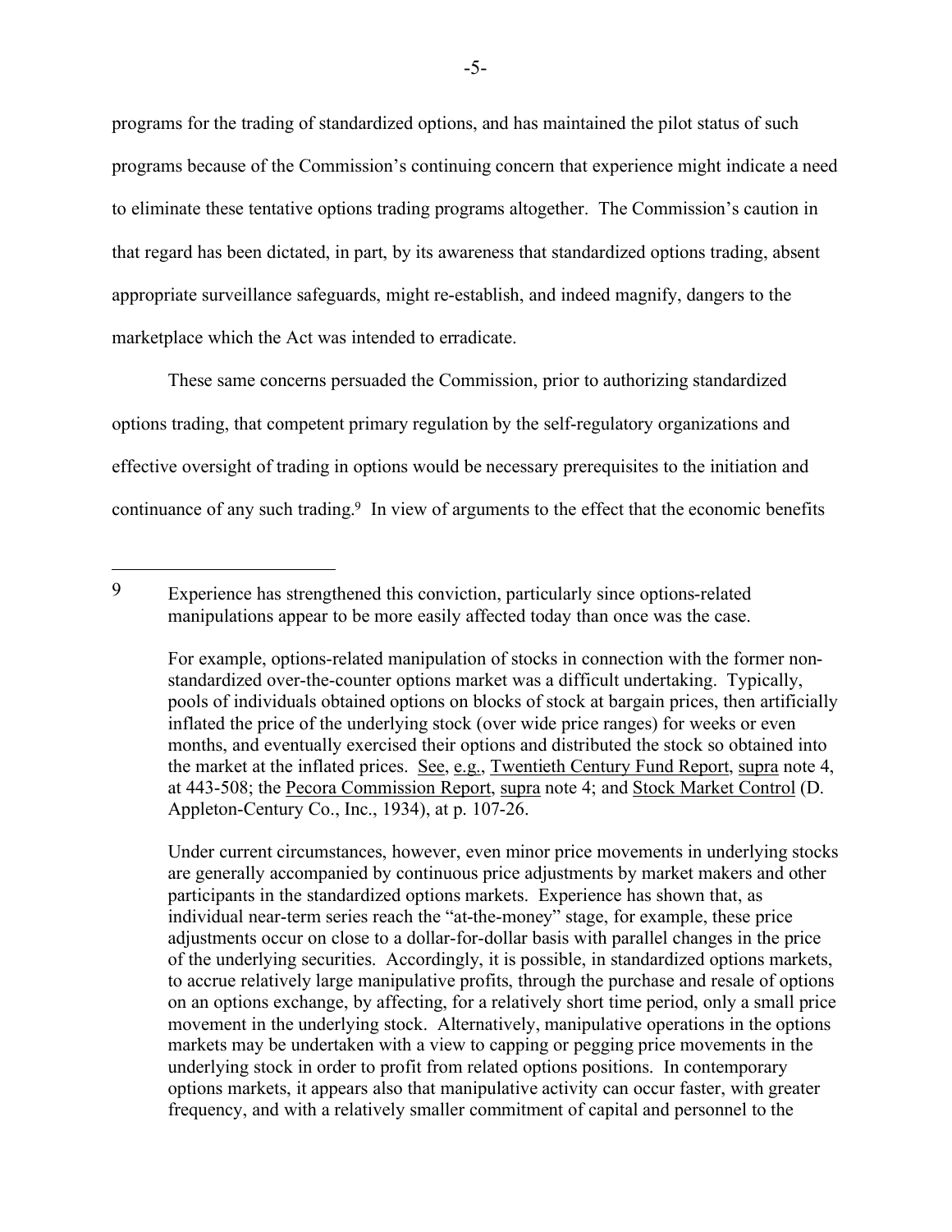programs for the trading of standardized options, and has maintained the pilot status of such programs because of the Commission's continuing concern that experience might indicate a need to eliminate these tentative options trading programs altogether. The Commission's caution in that regard has been dictated, in part, by its awareness that standardized options trading, absent appropriate surveillance safeguards, might re-establish, and indeed magnify, dangers to the marketplace which the Act was intended to erradicate.

These same concerns persuaded the Commission, prior to authorizing standardized options trading, that competent primary regulation by the self-regulatory organizations and effective oversight of trading in options would be necessary prerequisites to the initiation and continuance of any such trading.[9] In view of arguments to the effect that the economic benefits

---

[9] Experience has strengthened this conviction, particularly since options-related manipulations appear to be more easily affected today than once was the case.

For example, options-related manipulation of stocks in connection with the former non-standardized over-the-counter options market was a difficult undertaking. Typically, pools of individuals obtained options on blocks of stock at bargain prices, then artificially inflated the price of the underlying stock (over wide price ranges) for weeks or even months, and eventually exercised their options and distributed the stock so obtained into the market at the inflated prices. <u>See</u>, <u>e.g.</u>, <u>Twentieth Century Fund Report</u>, <u>supra</u> note 4, at 443-508; the <u>Pecora Commission Report</u>, <u>supra</u> note 4; and <u>Stock Market Control</u> (D. Appleton-Century Co., Inc., 1934), at p. 107-26.

Under current circumstances, however, even minor price movements in underlying stocks are generally accompanied by continuous price adjustments by market makers and other participants in the standardized options markets. Experience has shown that, as individual near-term series reach the "at-the-money" stage, for example, these price adjustments occur on close to a dollar-for-dollar basis with parallel changes in the price of the underlying securities. Accordingly, it is possible, in standardized options markets, to accrue relatively large manipulative profits, through the purchase and resale of options on an options exchange, by affecting, for a relatively short time period, only a small price movement in the underlying stock. Alternatively, manipulative operations in the options markets may be undertaken with a view to capping or pegging price movements in the underlying stock in order to profit from related options positions. In contemporary options markets, it appears also that manipulative activity can occur faster, with greater frequency, and with a relatively smaller commitment of capital and personnel to the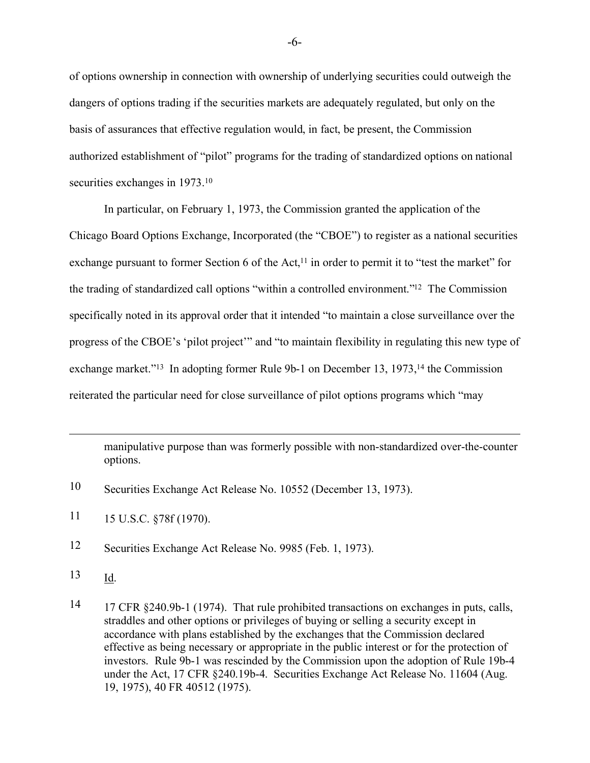of options ownership in connection with ownership of underlying securities could outweigh the dangers of options trading if the securities markets are adequately regulated, but only on the basis of assurances that effective regulation would, in fact, be present, the Commission authorized establishment of "pilot" programs for the trading of standardized options on national securities exchanges in 1973.[10]

In particular, on February 1, 1973, the Commission granted the application of the Chicago Board Options Exchange, Incorporated (the "CBOE") to register as a national securities exchange pursuant to former Section 6 of the Act,[11] in order to permit it to "test the market" for the trading of standardized call options "within a controlled environment."[12] The Commission specifically noted in its approval order that it intended "to maintain a close surveillance over the progress of the CBOE's 'pilot project'" and "to maintain flexibility in regulating this new type of exchange market."[13] In adopting former Rule 9b-1 on December 13, 1973,[14] the Commission reiterated the particular need for close surveillance of pilot options programs which "may

---

manipulative purpose than was formerly possible with non-standardized over-the-counter options.

10 Securities Exchange Act Release No. 10552 (December 13, 1973).

11 15 U.S.C. §78f (1970).

12 Securities Exchange Act Release No. 9985 (Feb. 1, 1973).

13 Id.

14 17 CFR §240.9b-1 (1974). That rule prohibited transactions on exchanges in puts, calls, straddles and other options or privileges of buying or selling a security except in accordance with plans established by the exchanges that the Commission declared effective as being necessary or appropriate in the public interest or for the protection of investors. Rule 9b-1 was rescinded by the Commission upon the adoption of Rule 19b-4 under the Act, 17 CFR §240.19b-4. Securities Exchange Act Release No. 11604 (Aug. 19, 1975), 40 FR 40512 (1975).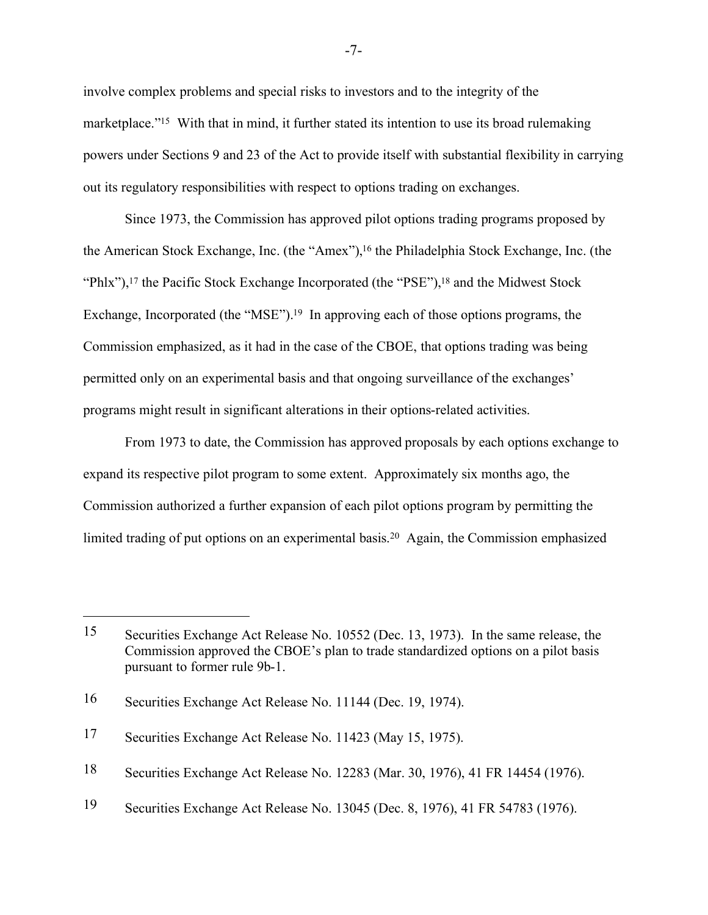involve complex problems and special risks to investors and to the integrity of the marketplace."[15] With that in mind, it further stated its intention to use its broad rulemaking powers under Sections 9 and 23 of the Act to provide itself with substantial flexibility in carrying out its regulatory responsibilities with respect to options trading on exchanges.

Since 1973, the Commission has approved pilot options trading programs proposed by the American Stock Exchange, Inc. (the "Amex"),[16] the Philadelphia Stock Exchange, Inc. (the "Phlx"),[17] the Pacific Stock Exchange Incorporated (the "PSE"),[18] and the Midwest Stock Exchange, Incorporated (the "MSE").[19] In approving each of those options programs, the Commission emphasized, as it had in the case of the CBOE, that options trading was being permitted only on an experimental basis and that ongoing surveillance of the exchanges' programs might result in significant alterations in their options-related activities.

From 1973 to date, the Commission has approved proposals by each options exchange to expand its respective pilot program to some extent. Approximately six months ago, the Commission authorized a further expansion of each pilot options program by permitting the limited trading of put options on an experimental basis.[20] Again, the Commission emphasized

---

15 Securities Exchange Act Release No. 10552 (Dec. 13, 1973). In the same release, the Commission approved the CBOE's plan to trade standardized options on a pilot basis pursuant to former rule 9b-1.

16 Securities Exchange Act Release No. 11144 (Dec. 19, 1974).

17 Securities Exchange Act Release No. 11423 (May 15, 1975).

18 Securities Exchange Act Release No. 12283 (Mar. 30, 1976), 41 FR 14454 (1976).

19 Securities Exchange Act Release No. 13045 (Dec. 8, 1976), 41 FR 54783 (1976).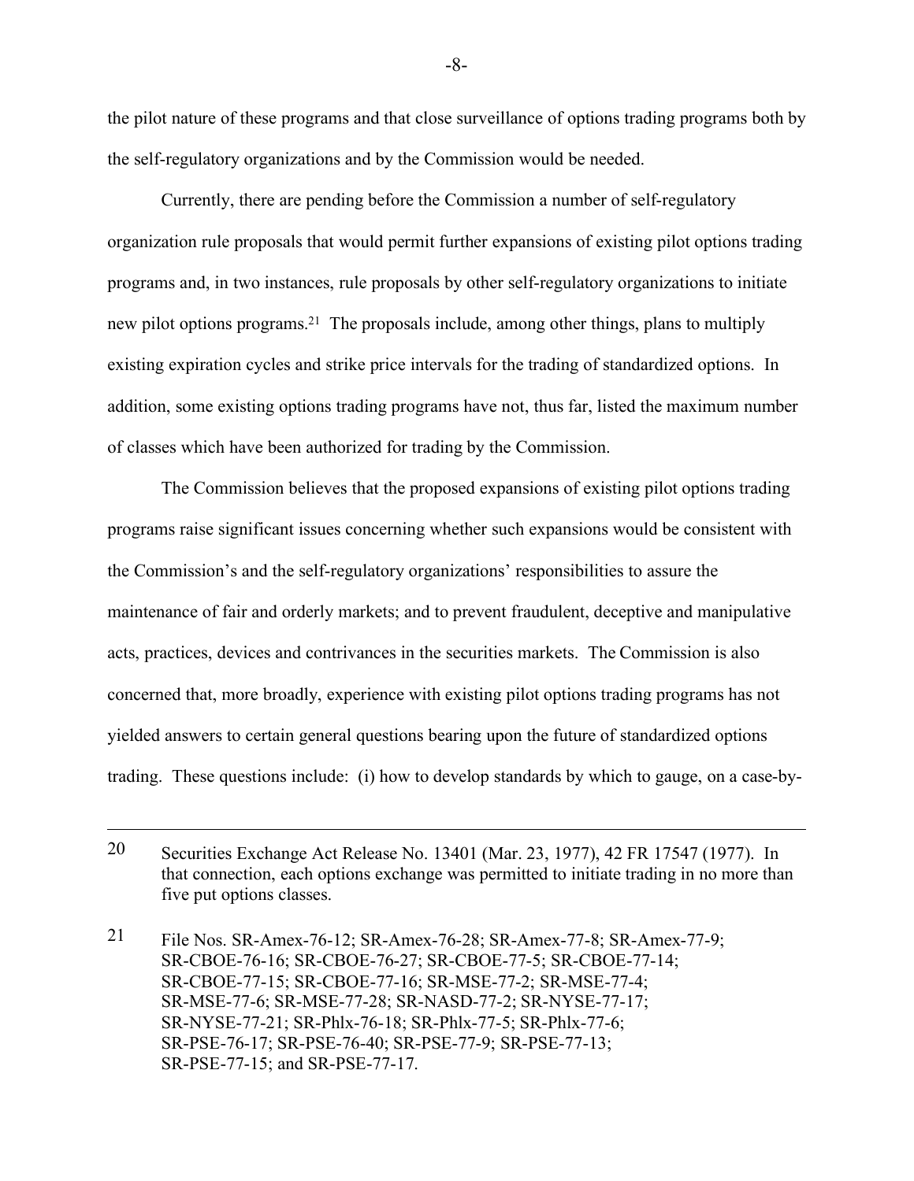the pilot nature of these programs and that close surveillance of options trading programs both by the self-regulatory organizations and by the Commission would be needed.

Currently, there are pending before the Commission a number of self-regulatory organization rule proposals that would permit further expansions of existing pilot options trading programs and, in two instances, rule proposals by other self-regulatory organizations to initiate new pilot options programs.[21] The proposals include, among other things, plans to multiply existing expiration cycles and strike price intervals for the trading of standardized options. In addition, some existing options trading programs have not, thus far, listed the maximum number of classes which have been authorized for trading by the Commission.

The Commission believes that the proposed expansions of existing pilot options trading programs raise significant issues concerning whether such expansions would be consistent with the Commission's and the self-regulatory organizations' responsibilities to assure the maintenance of fair and orderly markets; and to prevent fraudulent, deceptive and manipulative acts, practices, devices and contrivances in the securities markets. The Commission is also concerned that, more broadly, experience with existing pilot options trading programs has not yielded answers to certain general questions bearing upon the future of standardized options trading. These questions include: (i) how to develop standards by which to gauge, on a case-by-

---

20 Securities Exchange Act Release No. 13401 (Mar. 23, 1977), 42 FR 17547 (1977). In that connection, each options exchange was permitted to initiate trading in no more than five put options classes.

21 File Nos. SR-Amex-76-12; SR-Amex-76-28; SR-Amex-77-8; SR-Amex-77-9; SR-CBOE-76-16; SR-CBOE-76-27; SR-CBOE-77-5; SR-CBOE-77-14; SR-CBOE-77-15; SR-CBOE-77-16; SR-MSE-77-2; SR-MSE-77-4; SR-MSE-77-6; SR-MSE-77-28; SR-NASD-77-2; SR-NYSE-77-17; SR-NYSE-77-21; SR-Phlx-76-18; SR-Phlx-77-5; SR-Phlx-77-6; SR-PSE-76-17; SR-PSE-76-40; SR-PSE-77-9; SR-PSE-77-13; SR-PSE-77-15; and SR-PSE-77-17.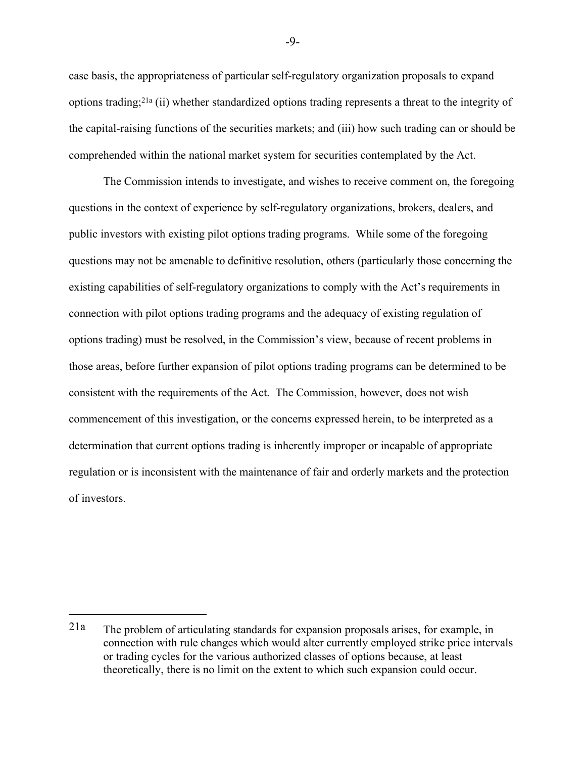case basis, the appropriateness of particular self-regulatory organization proposals to expand options trading;[21a] (ii) whether standardized options trading represents a threat to the integrity of the capital-raising functions of the securities markets; and (iii) how such trading can or should be comprehended within the national market system for securities contemplated by the Act.

The Commission intends to investigate, and wishes to receive comment on, the foregoing questions in the context of experience by self-regulatory organizations, brokers, dealers, and public investors with existing pilot options trading programs. While some of the foregoing questions may not be amenable to definitive resolution, others (particularly those concerning the existing capabilities of self-regulatory organizations to comply with the Act's requirements in connection with pilot options trading programs and the adequacy of existing regulation of options trading) must be resolved, in the Commission's view, because of recent problems in those areas, before further expansion of pilot options trading programs can be determined to be consistent with the requirements of the Act. The Commission, however, does not wish commencement of this investigation, or the concerns expressed herein, to be interpreted as a determination that current options trading is inherently improper or incapable of appropriate regulation or is inconsistent with the maintenance of fair and orderly markets and the protection of investors.

---

21a The problem of articulating standards for expansion proposals arises, for example, in connection with rule changes which would alter currently employed strike price intervals or trading cycles for the various authorized classes of options because, at least theoretically, there is no limit on the extent to which such expansion could occur.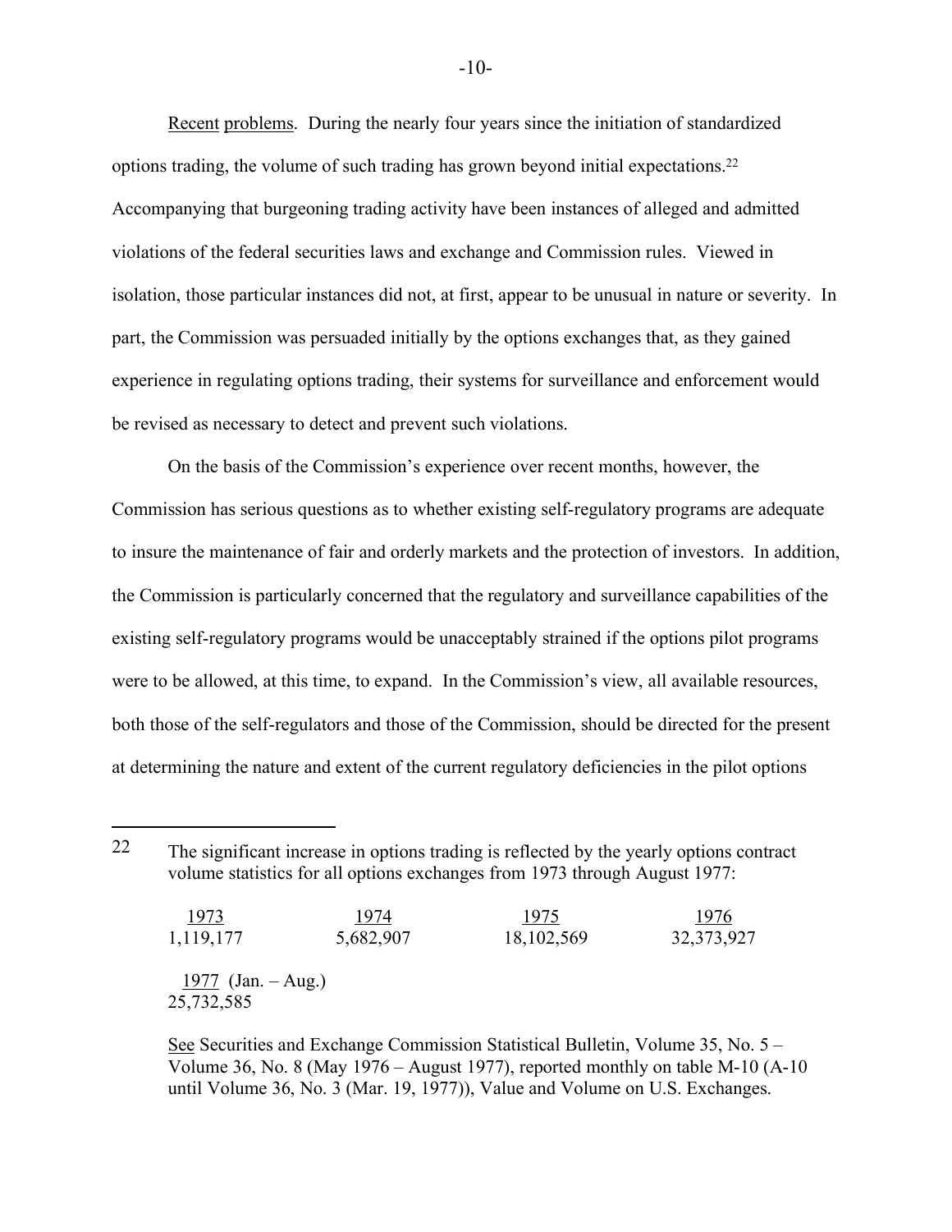Recent problems. During the nearly four years since the initiation of standardized options trading, the volume of such trading has grown beyond initial expectations.[22] Accompanying that burgeoning trading activity have been instances of alleged and admitted violations of the federal securities laws and exchange and Commission rules. Viewed in isolation, those particular instances did not, at first, appear to be unusual in nature or severity. In part, the Commission was persuaded initially by the options exchanges that, as they gained experience in regulating options trading, their systems for surveillance and enforcement would be revised as necessary to detect and prevent such violations.

On the basis of the Commission's experience over recent months, however, the Commission has serious questions as to whether existing self-regulatory programs are adequate to insure the maintenance of fair and orderly markets and the protection of investors. In addition, the Commission is particularly concerned that the regulatory and surveillance capabilities of the existing self-regulatory programs would be unacceptably strained if the options pilot programs were to be allowed, at this time, to expand. In the Commission's view, all available resources, both those of the self-regulators and those of the Commission, should be directed for the present at determining the nature and extent of the current regulatory deficiencies in the pilot options

---

[22] The significant increase in options trading is reflected by the yearly options contract volume statistics for all options exchanges from 1973 through August 1977:

| 1973 | 1974 | 1975 | 1976 |
|---|---|---|---|
| 1,119,177 | 5,682,907 | 18,102,569 | 32,373,927 |

| 1977 (Jan. – Aug.) |
|---|
| 25,732,585 |

See Securities and Exchange Commission Statistical Bulletin, Volume 35, No. 5 – Volume 36, No. 8 (May 1976 – August 1977), reported monthly on table M-10 (A-10 until Volume 36, No. 3 (Mar. 19, 1977)), Value and Volume on U.S. Exchanges.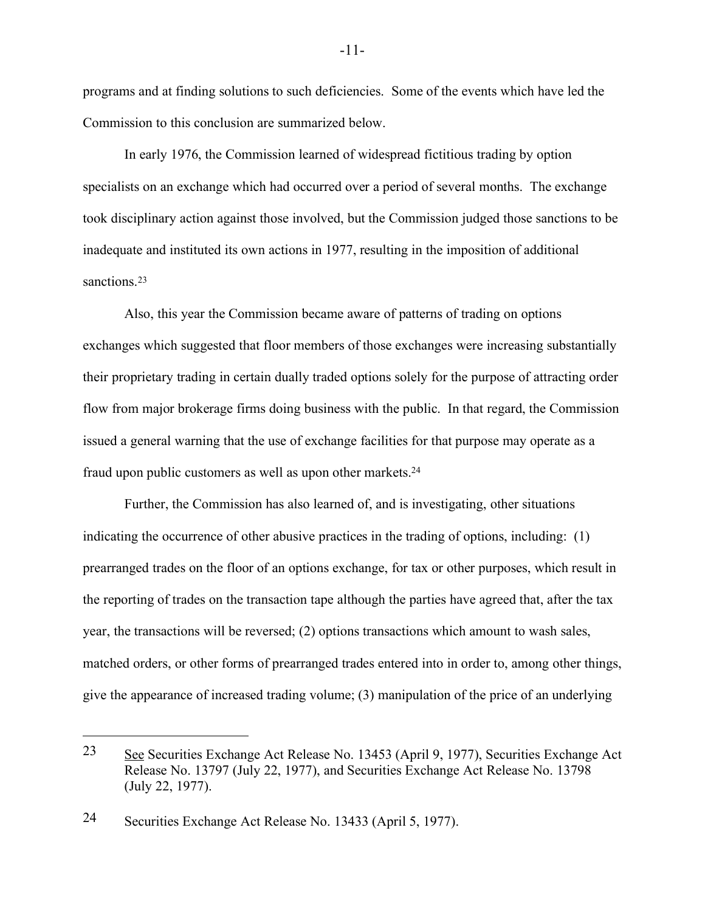programs and at finding solutions to such deficiencies. Some of the events which have led the Commission to this conclusion are summarized below.

In early 1976, the Commission learned of widespread fictitious trading by option specialists on an exchange which had occurred over a period of several months. The exchange took disciplinary action against those involved, but the Commission judged those sanctions to be inadequate and instituted its own actions in 1977, resulting in the imposition of additional sanctions.[23]

Also, this year the Commission became aware of patterns of trading on options exchanges which suggested that floor members of those exchanges were increasing substantially their proprietary trading in certain dually traded options solely for the purpose of attracting order flow from major brokerage firms doing business with the public. In that regard, the Commission issued a general warning that the use of exchange facilities for that purpose may operate as a fraud upon public customers as well as upon other markets.[24]

Further, the Commission has also learned of, and is investigating, other situations indicating the occurrence of other abusive practices in the trading of options, including: (1) prearranged trades on the floor of an options exchange, for tax or other purposes, which result in the reporting of trades on the transaction tape although the parties have agreed that, after the tax year, the transactions will be reversed; (2) options transactions which amount to wash sales, matched orders, or other forms of prearranged trades entered into in order to, among other things, give the appearance of increased trading volume; (3) manipulation of the price of an underlying

---

23 See Securities Exchange Act Release No. 13453 (April 9, 1977), Securities Exchange Act Release No. 13797 (July 22, 1977), and Securities Exchange Act Release No. 13798 (July 22, 1977).

24 Securities Exchange Act Release No. 13433 (April 5, 1977).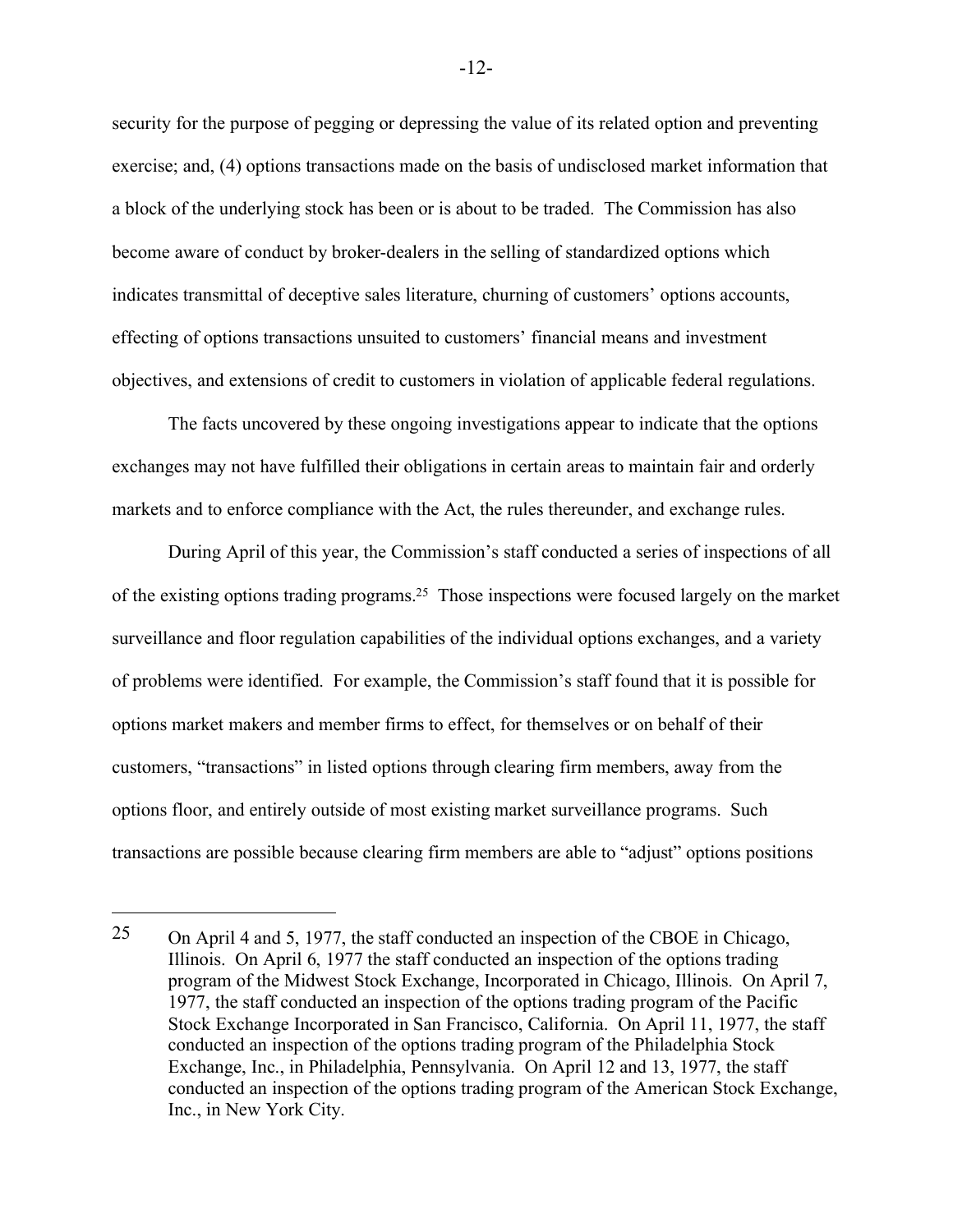security for the purpose of pegging or depressing the value of its related option and preventing exercise; and, (4) options transactions made on the basis of undisclosed market information that a block of the underlying stock has been or is about to be traded. The Commission has also become aware of conduct by broker-dealers in the selling of standardized options which indicates transmittal of deceptive sales literature, churning of customers' options accounts, effecting of options transactions unsuited to customers' financial means and investment objectives, and extensions of credit to customers in violation of applicable federal regulations.

The facts uncovered by these ongoing investigations appear to indicate that the options exchanges may not have fulfilled their obligations in certain areas to maintain fair and orderly markets and to enforce compliance with the Act, the rules thereunder, and exchange rules.

During April of this year, the Commission's staff conducted a series of inspections of all of the existing options trading programs.[25] Those inspections were focused largely on the market surveillance and floor regulation capabilities of the individual options exchanges, and a variety of problems were identified. For example, the Commission's staff found that it is possible for options market makers and member firms to effect, for themselves or on behalf of their customers, "transactions" in listed options through clearing firm members, away from the options floor, and entirely outside of most existing market surveillance programs. Such transactions are possible because clearing firm members are able to "adjust" options positions

---

[25] On April 4 and 5, 1977, the staff conducted an inspection of the CBOE in Chicago, Illinois. On April 6, 1977 the staff conducted an inspection of the options trading program of the Midwest Stock Exchange, Incorporated in Chicago, Illinois. On April 7, 1977, the staff conducted an inspection of the options trading program of the Pacific Stock Exchange Incorporated in San Francisco, California. On April 11, 1977, the staff conducted an inspection of the options trading program of the Philadelphia Stock Exchange, Inc., in Philadelphia, Pennsylvania. On April 12 and 13, 1977, the staff conducted an inspection of the options trading program of the American Stock Exchange, Inc., in New York City.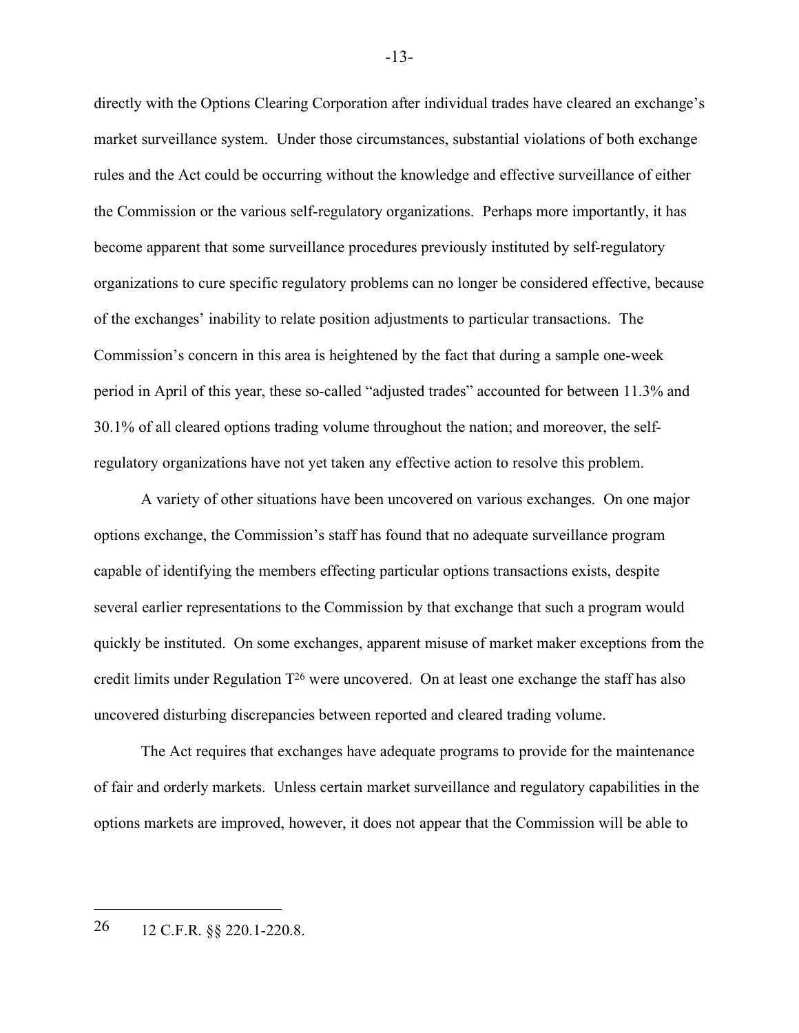directly with the Options Clearing Corporation after individual trades have cleared an exchange's market surveillance system. Under those circumstances, substantial violations of both exchange rules and the Act could be occurring without the knowledge and effective surveillance of either the Commission or the various self-regulatory organizations. Perhaps more importantly, it has become apparent that some surveillance procedures previously instituted by self-regulatory organizations to cure specific regulatory problems can no longer be considered effective, because of the exchanges' inability to relate position adjustments to particular transactions. The Commission's concern in this area is heightened by the fact that during a sample one-week period in April of this year, these so-called "adjusted trades" accounted for between 11.3% and 30.1% of all cleared options trading volume throughout the nation; and moreover, the self-regulatory organizations have not yet taken any effective action to resolve this problem.

A variety of other situations have been uncovered on various exchanges. On one major options exchange, the Commission's staff has found that no adequate surveillance program capable of identifying the members effecting particular options transactions exists, despite several earlier representations to the Commission by that exchange that such a program would quickly be instituted. On some exchanges, apparent misuse of market maker exceptions from the credit limits under Regulation T[26] were uncovered. On at least one exchange the staff has also uncovered disturbing discrepancies between reported and cleared trading volume.

The Act requires that exchanges have adequate programs to provide for the maintenance of fair and orderly markets. Unless certain market surveillance and regulatory capabilities in the options markets are improved, however, it does not appear that the Commission will be able to

---

26 12 C.F.R. §§ 220.1-220.8.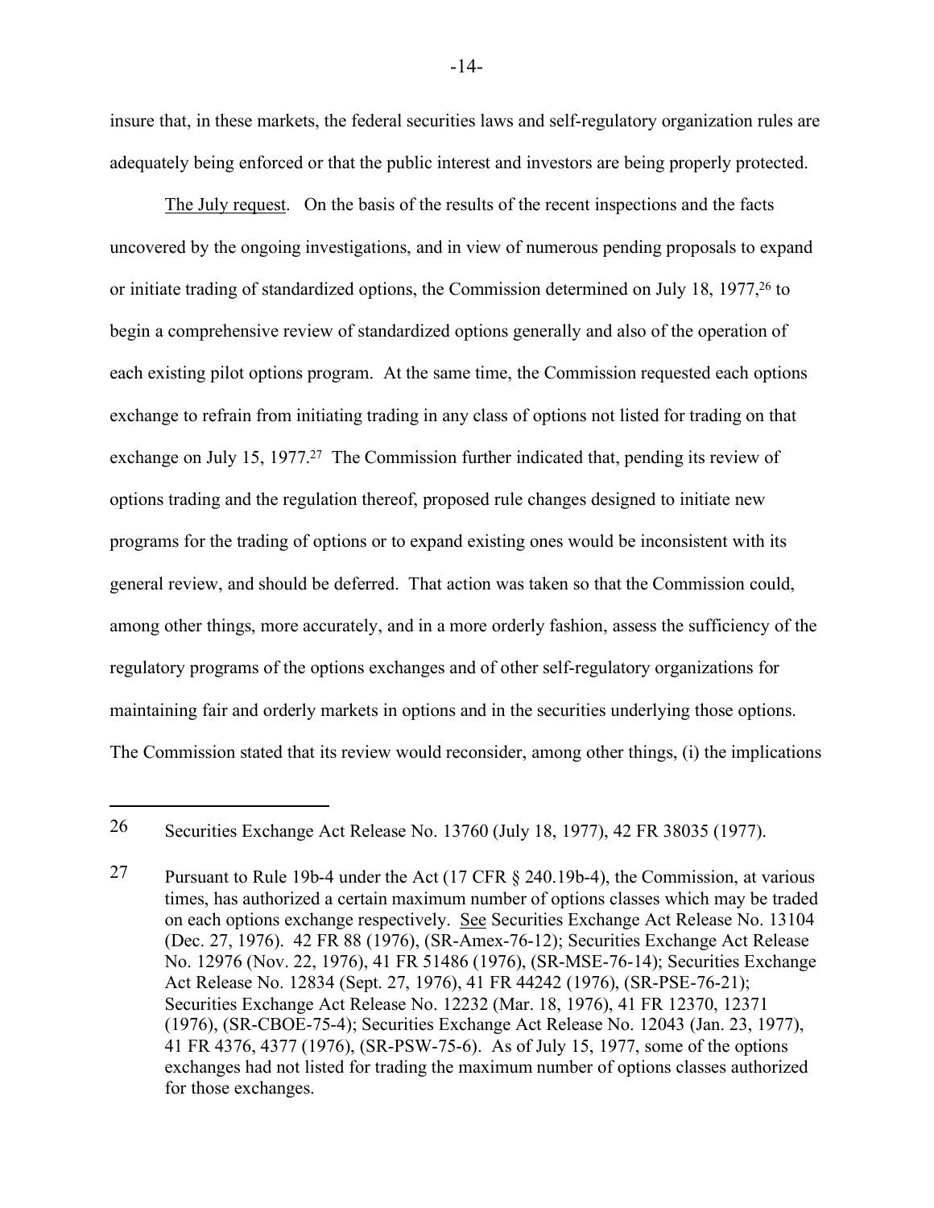insure that, in these markets, the federal securities laws and self-regulatory organization rules are adequately being enforced or that the public interest and investors are being properly protected.

The July request. On the basis of the results of the recent inspections and the facts uncovered by the ongoing investigations, and in view of numerous pending proposals to expand or initiate trading of standardized options, the Commission determined on July 18, 1977,[26] to begin a comprehensive review of standardized options generally and also of the operation of each existing pilot options program. At the same time, the Commission requested each options exchange to refrain from initiating trading in any class of options not listed for trading on that exchange on July 15, 1977.[27] The Commission further indicated that, pending its review of options trading and the regulation thereof, proposed rule changes designed to initiate new programs for the trading of options or to expand existing ones would be inconsistent with its general review, and should be deferred. That action was taken so that the Commission could, among other things, more accurately, and in a more orderly fashion, assess the sufficiency of the regulatory programs of the options exchanges and of other self-regulatory organizations for maintaining fair and orderly markets in options and in the securities underlying those options. The Commission stated that its review would reconsider, among other things, (i) the implications

---

26 Securities Exchange Act Release No. 13760 (July 18, 1977), 42 FR 38035 (1977).

27 Pursuant to Rule 19b-4 under the Act (17 CFR § 240.19b-4), the Commission, at various times, has authorized a certain maximum number of options classes which may be traded on each options exchange respectively. See Securities Exchange Act Release No. 13104 (Dec. 27, 1976). 42 FR 88 (1976), (SR-Amex-76-12); Securities Exchange Act Release No. 12976 (Nov. 22, 1976), 41 FR 51486 (1976), (SR-MSE-76-14); Securities Exchange Act Release No. 12834 (Sept. 27, 1976), 41 FR 44242 (1976), (SR-PSE-76-21); Securities Exchange Act Release No. 12232 (Mar. 18, 1976), 41 FR 12370, 12371 (1976), (SR-CBOE-75-4); Securities Exchange Act Release No. 12043 (Jan. 23, 1977), 41 FR 4376, 4377 (1976), (SR-PSW-75-6). As of July 15, 1977, some of the options exchanges had not listed for trading the maximum number of options classes authorized for those exchanges.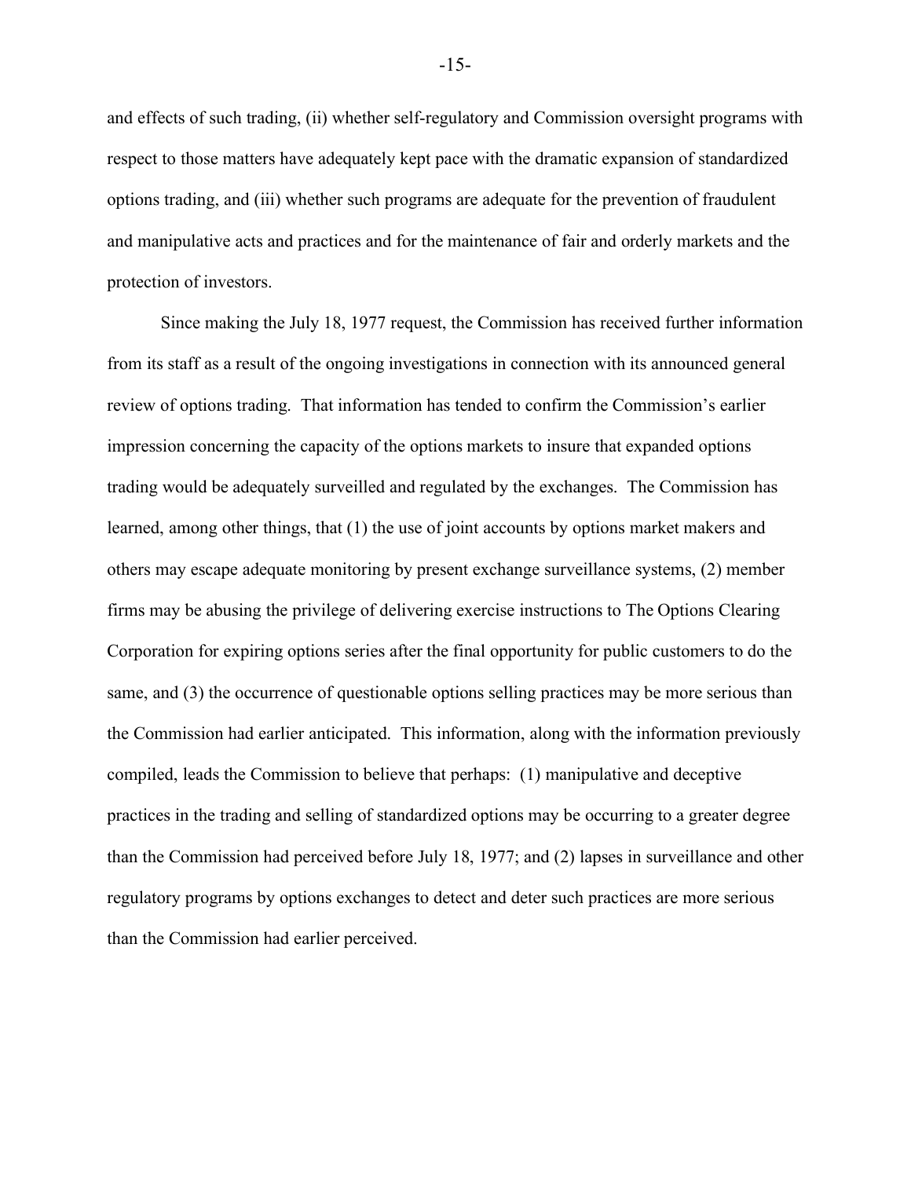and effects of such trading, (ii) whether self-regulatory and Commission oversight programs with respect to those matters have adequately kept pace with the dramatic expansion of standardized options trading, and (iii) whether such programs are adequate for the prevention of fraudulent and manipulative acts and practices and for the maintenance of fair and orderly markets and the protection of investors.

Since making the July 18, 1977 request, the Commission has received further information from its staff as a result of the ongoing investigations in connection with its announced general review of options trading. That information has tended to confirm the Commission's earlier impression concerning the capacity of the options markets to insure that expanded options trading would be adequately surveilled and regulated by the exchanges. The Commission has learned, among other things, that (1) the use of joint accounts by options market makers and others may escape adequate monitoring by present exchange surveillance systems, (2) member firms may be abusing the privilege of delivering exercise instructions to The Options Clearing Corporation for expiring options series after the final opportunity for public customers to do the same, and (3) the occurrence of questionable options selling practices may be more serious than the Commission had earlier anticipated. This information, along with the information previously compiled, leads the Commission to believe that perhaps: (1) manipulative and deceptive practices in the trading and selling of standardized options may be occurring to a greater degree than the Commission had perceived before July 18, 1977; and (2) lapses in surveillance and other regulatory programs by options exchanges to detect and deter such practices are more serious than the Commission had earlier perceived.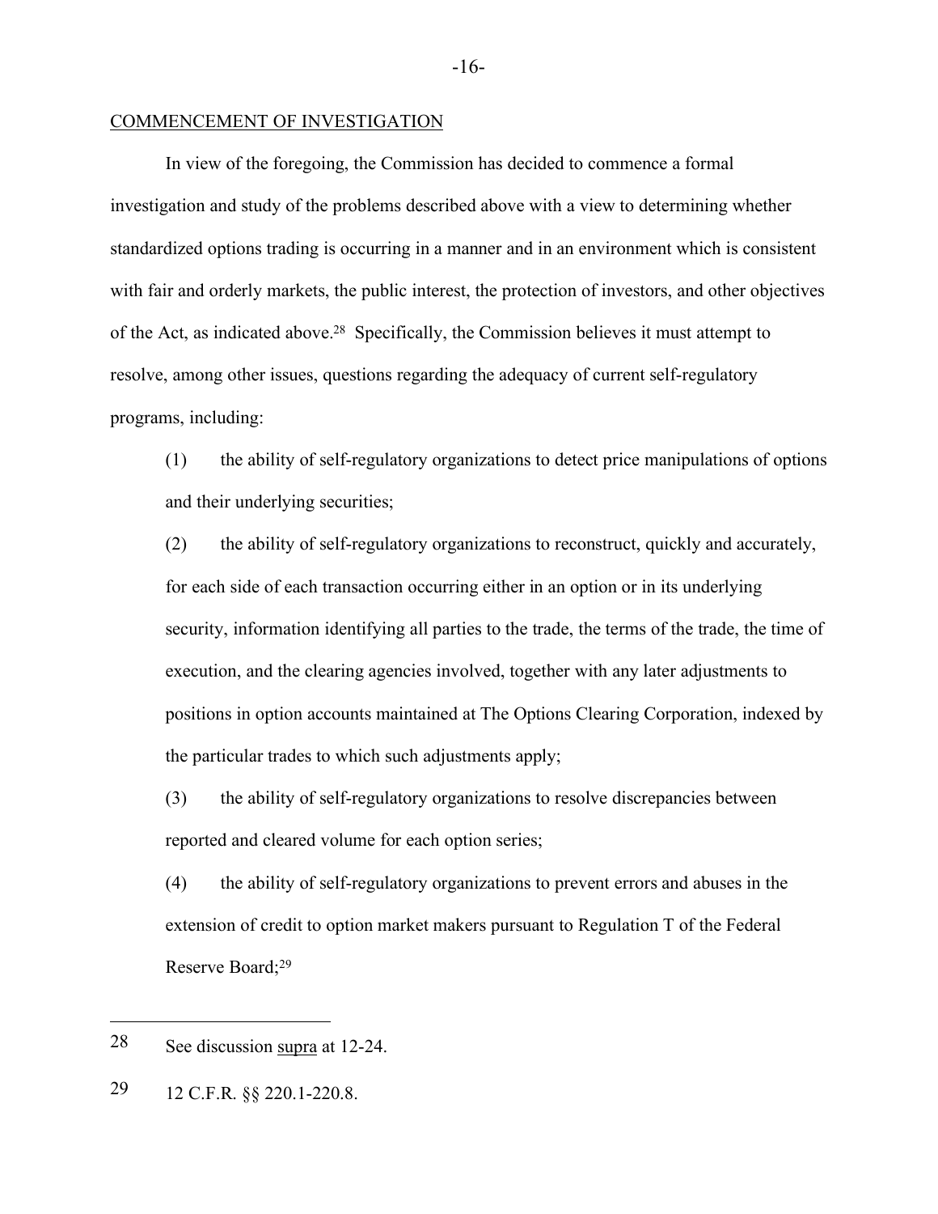COMMENCEMENT OF INVESTIGATION

In view of the foregoing, the Commission has decided to commence a formal investigation and study of the problems described above with a view to determining whether standardized options trading is occurring in a manner and in an environment which is consistent with fair and orderly markets, the public interest, the protection of investors, and other objectives of the Act, as indicated above.[28] Specifically, the Commission believes it must attempt to resolve, among other issues, questions regarding the adequacy of current self-regulatory programs, including:

(1) the ability of self-regulatory organizations to detect price manipulations of options and their underlying securities;

(2) the ability of self-regulatory organizations to reconstruct, quickly and accurately, for each side of each transaction occurring either in an option or in its underlying security, information identifying all parties to the trade, the terms of the trade, the time of execution, and the clearing agencies involved, together with any later adjustments to positions in option accounts maintained at The Options Clearing Corporation, indexed by the particular trades to which such adjustments apply;

(3) the ability of self-regulatory organizations to resolve discrepancies between reported and cleared volume for each option series;

(4) the ability of self-regulatory organizations to prevent errors and abuses in the extension of credit to option market makers pursuant to Regulation T of the Federal Reserve Board;[29]

---

28 See discussion supra at 12-24.

29 12 C.F.R. §§ 220.1-220.8.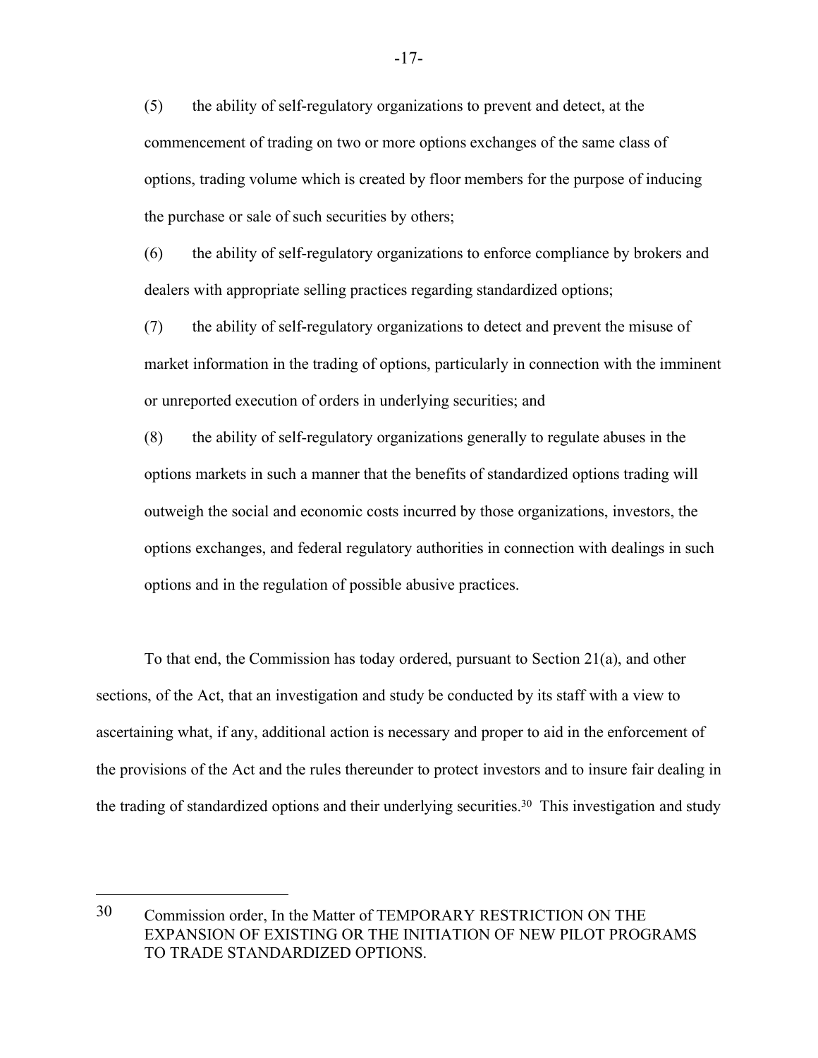(5) the ability of self-regulatory organizations to prevent and detect, at the commencement of trading on two or more options exchanges of the same class of options, trading volume which is created by floor members for the purpose of inducing the purchase or sale of such securities by others;

(6) the ability of self-regulatory organizations to enforce compliance by brokers and dealers with appropriate selling practices regarding standardized options;

(7) the ability of self-regulatory organizations to detect and prevent the misuse of market information in the trading of options, particularly in connection with the imminent or unreported execution of orders in underlying securities; and

(8) the ability of self-regulatory organizations generally to regulate abuses in the options markets in such a manner that the benefits of standardized options trading will outweigh the social and economic costs incurred by those organizations, investors, the options exchanges, and federal regulatory authorities in connection with dealings in such options and in the regulation of possible abusive practices.

To that end, the Commission has today ordered, pursuant to Section 21(a), and other sections, of the Act, that an investigation and study be conducted by its staff with a view to ascertaining what, if any, additional action is necessary and proper to aid in the enforcement of the provisions of the Act and the rules thereunder to protect investors and to insure fair dealing in the trading of standardized options and their underlying securities.[30] This investigation and study

---

[30] Commission order, In the Matter of TEMPORARY RESTRICTION ON THE EXPANSION OF EXISTING OR THE INITIATION OF NEW PILOT PROGRAMS TO TRADE STANDARDIZED OPTIONS.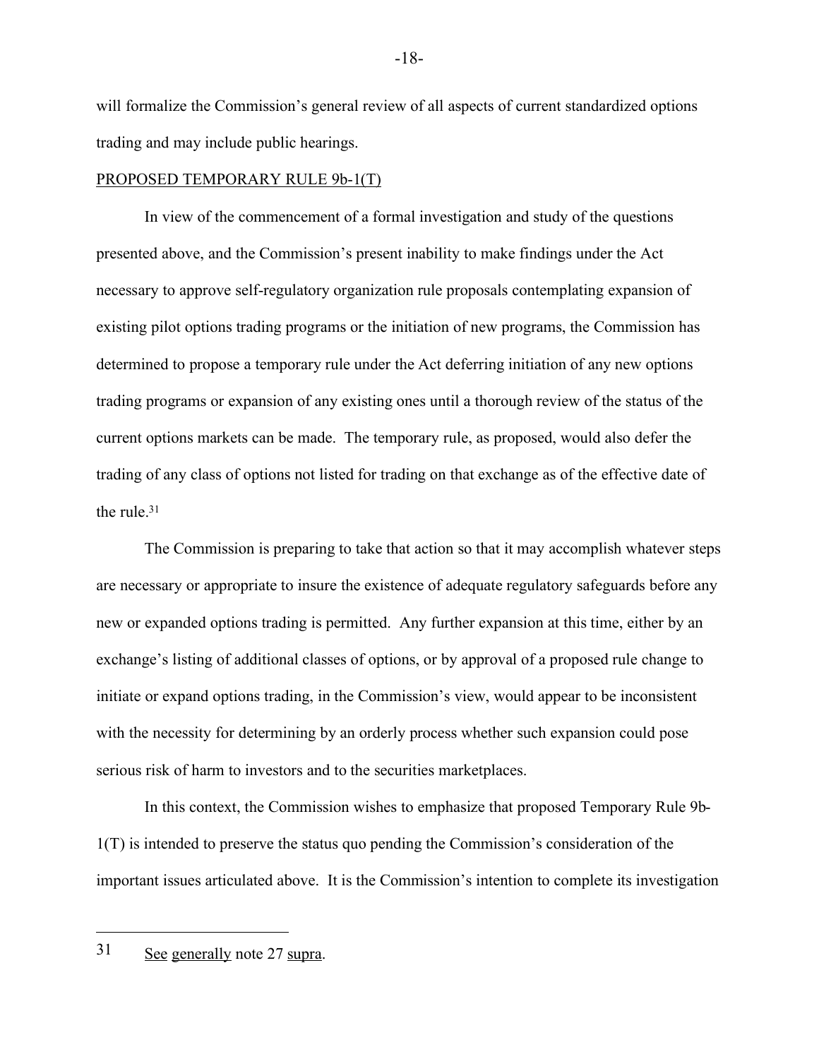will formalize the Commission's general review of all aspects of current standardized options trading and may include public hearings.

PROPOSED TEMPORARY RULE 9b-1(T)

In view of the commencement of a formal investigation and study of the questions presented above, and the Commission's present inability to make findings under the Act necessary to approve self-regulatory organization rule proposals contemplating expansion of existing pilot options trading programs or the initiation of new programs, the Commission has determined to propose a temporary rule under the Act deferring initiation of any new options trading programs or expansion of any existing ones until a thorough review of the status of the current options markets can be made. The temporary rule, as proposed, would also defer the trading of any class of options not listed for trading on that exchange as of the effective date of the rule.[31]

The Commission is preparing to take that action so that it may accomplish whatever steps are necessary or appropriate to insure the existence of adequate regulatory safeguards before any new or expanded options trading is permitted. Any further expansion at this time, either by an exchange's listing of additional classes of options, or by approval of a proposed rule change to initiate or expand options trading, in the Commission's view, would appear to be inconsistent with the necessity for determining by an orderly process whether such expansion could pose serious risk of harm to investors and to the securities marketplaces.

In this context, the Commission wishes to emphasize that proposed Temporary Rule 9b-1(T) is intended to preserve the status quo pending the Commission's consideration of the important issues articulated above. It is the Commission's intention to complete its investigation

---

31 See generally note 27 supra.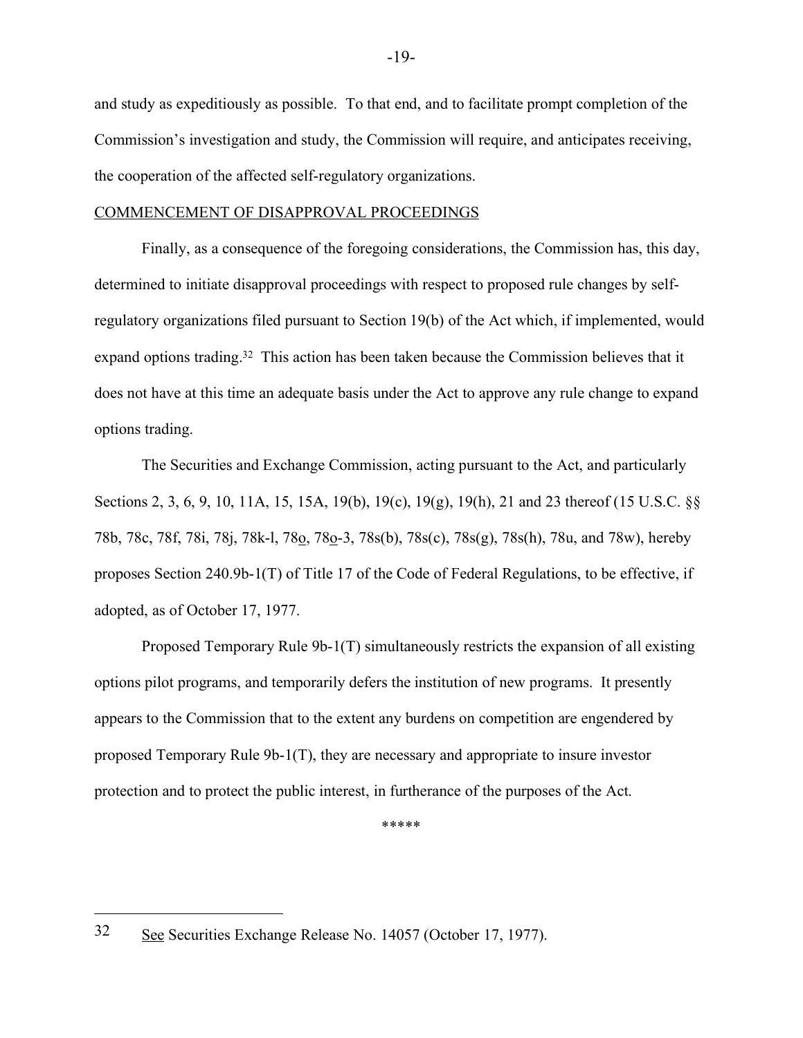and study as expeditiously as possible. To that end, and to facilitate prompt completion of the Commission's investigation and study, the Commission will require, and anticipates receiving, the cooperation of the affected self-regulatory organizations.

COMMENCEMENT OF DISAPPROVAL PROCEEDINGS

Finally, as a consequence of the foregoing considerations, the Commission has, this day, determined to initiate disapproval proceedings with respect to proposed rule changes by self-regulatory organizations filed pursuant to Section 19(b) of the Act which, if implemented, would expand options trading.[32] This action has been taken because the Commission believes that it does not have at this time an adequate basis under the Act to approve any rule change to expand options trading.

The Securities and Exchange Commission, acting pursuant to the Act, and particularly Sections 2, 3, 6, 9, 10, 11A, 15, 15A, 19(b), 19(c), 19(g), 19(h), 21 and 23 thereof (15 U.S.C. §§ 78b, 78c, 78f, 78i, 78j, 78k-l, 78o, 78o-3, 78s(b), 78s(c), 78s(g), 78s(h), 78u, and 78w), hereby proposes Section 240.9b-1(T) of Title 17 of the Code of Federal Regulations, to be effective, if adopted, as of October 17, 1977.

Proposed Temporary Rule 9b-1(T) simultaneously restricts the expansion of all existing options pilot programs, and temporarily defers the institution of new programs. It presently appears to the Commission that to the extent any burdens on competition are engendered by proposed Temporary Rule 9b-1(T), they are necessary and appropriate to insure investor protection and to protect the public interest, in furtherance of the purposes of the Act.

\*\*\*\*\*

---

32 See Securities Exchange Release No. 14057 (October 17, 1977).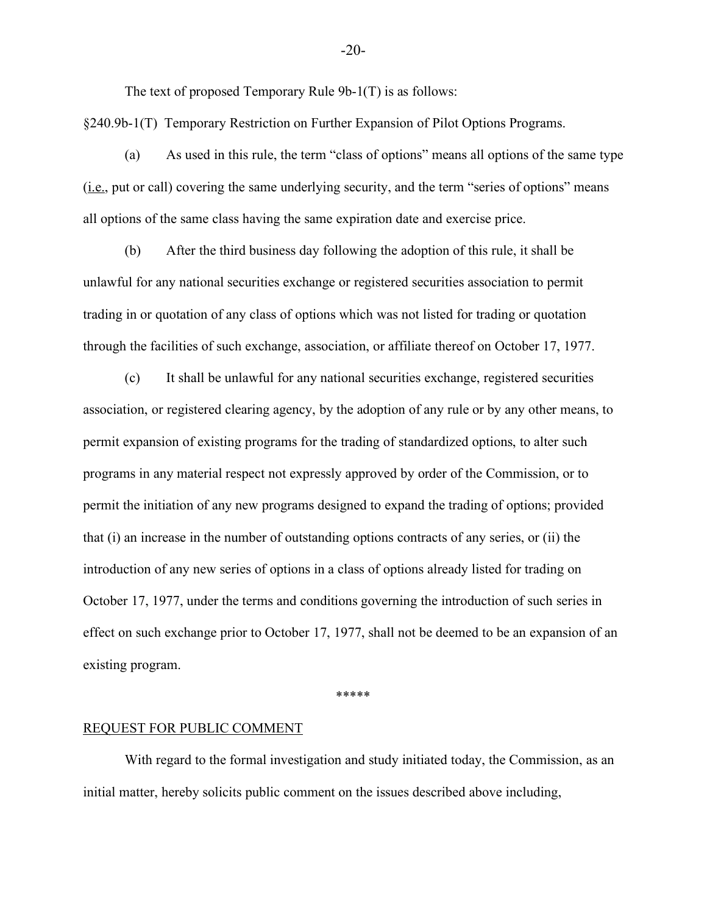The text of proposed Temporary Rule 9b-1(T) is as follows:

§240.9b-1(T) Temporary Restriction on Further Expansion of Pilot Options Programs.

(a) As used in this rule, the term "class of options" means all options of the same type (i.e., put or call) covering the same underlying security, and the term "series of options" means all options of the same class having the same expiration date and exercise price.

(b) After the third business day following the adoption of this rule, it shall be unlawful for any national securities exchange or registered securities association to permit trading in or quotation of any class of options which was not listed for trading or quotation through the facilities of such exchange, association, or affiliate thereof on October 17, 1977.

(c) It shall be unlawful for any national securities exchange, registered securities association, or registered clearing agency, by the adoption of any rule or by any other means, to permit expansion of existing programs for the trading of standardized options, to alter such programs in any material respect not expressly approved by order of the Commission, or to permit the initiation of any new programs designed to expand the trading of options; provided that (i) an increase in the number of outstanding options contracts of any series, or (ii) the introduction of any new series of options in a class of options already listed for trading on October 17, 1977, under the terms and conditions governing the introduction of such series in effect on such exchange prior to October 17, 1977, shall not be deemed to be an expansion of an existing program.

*****

REQUEST FOR PUBLIC COMMENT

With regard to the formal investigation and study initiated today, the Commission, as an initial matter, hereby solicits public comment on the issues described above including,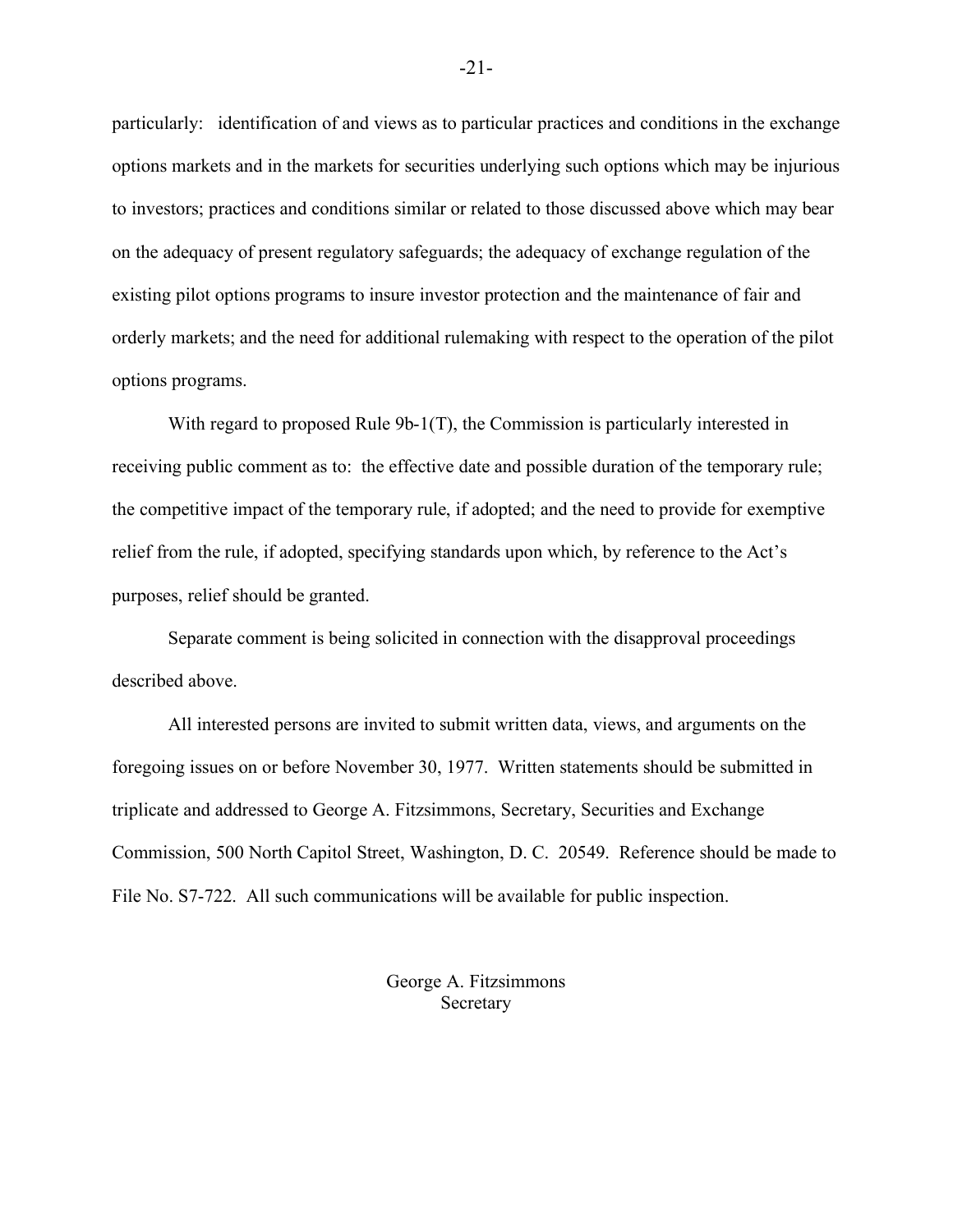particularly: identification of and views as to particular practices and conditions in the exchange options markets and in the markets for securities underlying such options which may be injurious to investors; practices and conditions similar or related to those discussed above which may bear on the adequacy of present regulatory safeguards; the adequacy of exchange regulation of the existing pilot options programs to insure investor protection and the maintenance of fair and orderly markets; and the need for additional rulemaking with respect to the operation of the pilot options programs.

With regard to proposed Rule 9b-1(T), the Commission is particularly interested in receiving public comment as to: the effective date and possible duration of the temporary rule; the competitive impact of the temporary rule, if adopted; and the need to provide for exemptive relief from the rule, if adopted, specifying standards upon which, by reference to the Act's purposes, relief should be granted.

Separate comment is being solicited in connection with the disapproval proceedings described above.

All interested persons are invited to submit written data, views, and arguments on the foregoing issues on or before November 30, 1977. Written statements should be submitted in triplicate and addressed to George A. Fitzsimmons, Secretary, Securities and Exchange Commission, 500 North Capitol Street, Washington, D. C. 20549. Reference should be made to File No. S7-722. All such communications will be available for public inspection.

George A. Fitzsimmons
Secretary